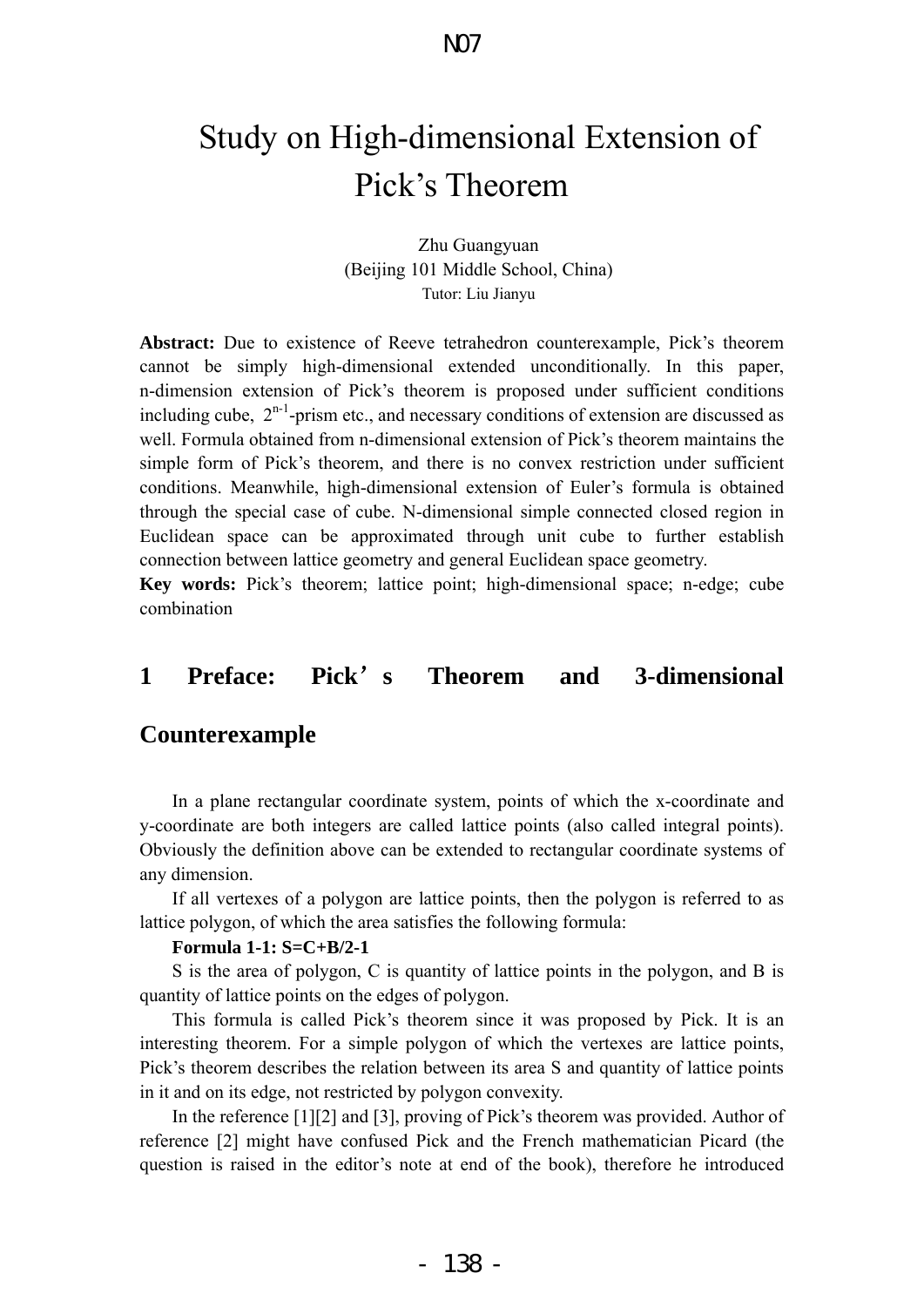# Study on High-dimensional Extension of Pick's Theorem

Zhu Guangyuan
(Beijing 101 Middle School, China)
Tutor: Liu Jianyu

**Abstract:** Due to existence of Reeve tetrahedron counterexample, Pick's theorem cannot be simply high-dimensional extended unconditionally. In this paper, n-dimension extension of Pick's theorem is proposed under sufficient conditions including cube, $2^{n-1}$-prism etc., and necessary conditions of extension are discussed as well. Formula obtained from n-dimensional extension of Pick's theorem maintains the simple form of Pick's theorem, and there is no convex restriction under sufficient conditions. Meanwhile, high-dimensional extension of Euler's formula is obtained through the special case of cube. N-dimensional simple connected closed region in Euclidean space can be approximated through unit cube to further establish connection between lattice geometry and general Euclidean space geometry.

**Key words:** Pick's theorem; lattice point; high-dimensional space; n-edge; cube combination

## 1 Preface: Pick's Theorem and 3-dimensional Counterexample

In a plane rectangular coordinate system, points of which the x-coordinate and y-coordinate are both integers are called lattice points (also called integral points). Obviously the definition above can be extended to rectangular coordinate systems of any dimension.

If all vertexes of a polygon are lattice points, then the polygon is referred to as lattice polygon, of which the area satisfies the following formula:

**Formula 1-1: S=C+B/2-1**

S is the area of polygon, C is quantity of lattice points in the polygon, and B is quantity of lattice points on the edges of polygon.

This formula is called Pick's theorem since it was proposed by Pick. It is an interesting theorem. For a simple polygon of which the vertexes are lattice points, Pick's theorem describes the relation between its area S and quantity of lattice points in it and on its edge, not restricted by polygon convexity.

In the reference [1][2] and [3], proving of Pick's theorem was provided. Author of reference [2] might have confused Pick and the French mathematician Picard (the question is raised in the editor's note at end of the book), therefore he introduced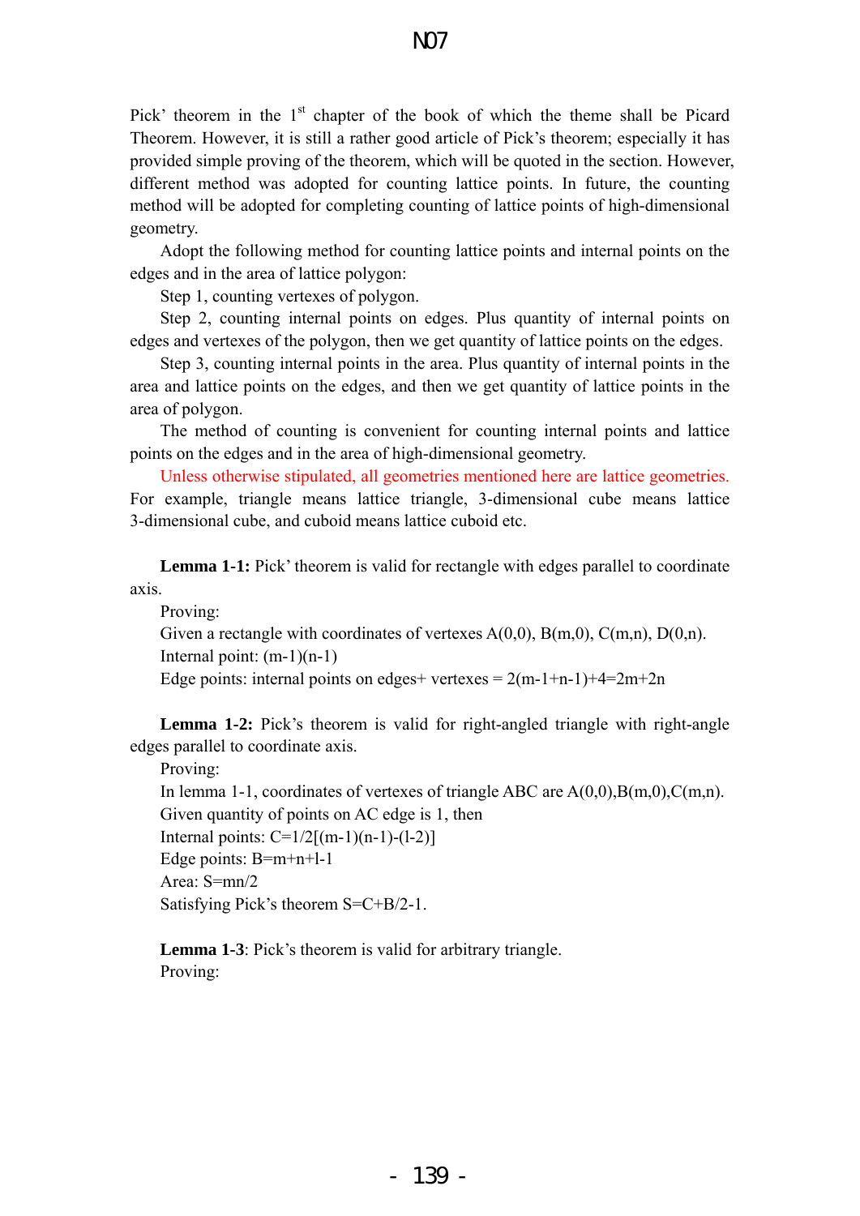Pick' theorem in the 1st chapter of the book of which the theme shall be Picard Theorem. However, it is still a rather good article of Pick's theorem; especially it has provided simple proving of the theorem, which will be quoted in the section. However, different method was adopted for counting lattice points. In future, the counting method will be adopted for completing counting of lattice points of high-dimensional geometry.

Adopt the following method for counting lattice points and internal points on the edges and in the area of lattice polygon:

Step 1, counting vertexes of polygon.

Step 2, counting internal points on edges. Plus quantity of internal points on edges and vertexes of the polygon, then we get quantity of lattice points on the edges.

Step 3, counting internal points in the area. Plus quantity of internal points in the area and lattice points on the edges, and then we get quantity of lattice points in the area of polygon.

The method of counting is convenient for counting internal points and lattice points on the edges and in the area of high-dimensional geometry.

Unless otherwise stipulated, all geometries mentioned here are lattice geometries. For example, triangle means lattice triangle, 3-dimensional cube means lattice 3-dimensional cube, and cuboid means lattice cuboid etc.

**Lemma 1-1:** Pick' theorem is valid for rectangle with edges parallel to coordinate axis.

Proving:

Given a rectangle with coordinates of vertexes $A(0,0)$, $B(m,0)$, $C(m,n)$, $D(0,n)$.

Internal point: $(m-1)(n-1)$

Edge points: internal points on edges+ vertexes $= 2(m-1+n-1)+4=2m+2n$

**Lemma 1-2:** Pick's theorem is valid for right-angled triangle with right-angle edges parallel to coordinate axis.

Proving:

In lemma 1-1, coordinates of vertexes of triangle ABC are $A(0,0)$,$B(m,0)$,$C(m,n)$.

Given quantity of points on AC edge is 1, then

Internal points: $C=1/2[(m-1)(n-1)-(l-2)]$

Edge points: $B=m+n+l-1$

Area: $S=mn/2$

Satisfying Pick's theorem $S=C+B/2-1$.

**Lemma 1-3**: Pick's theorem is valid for arbitrary triangle.

Proving: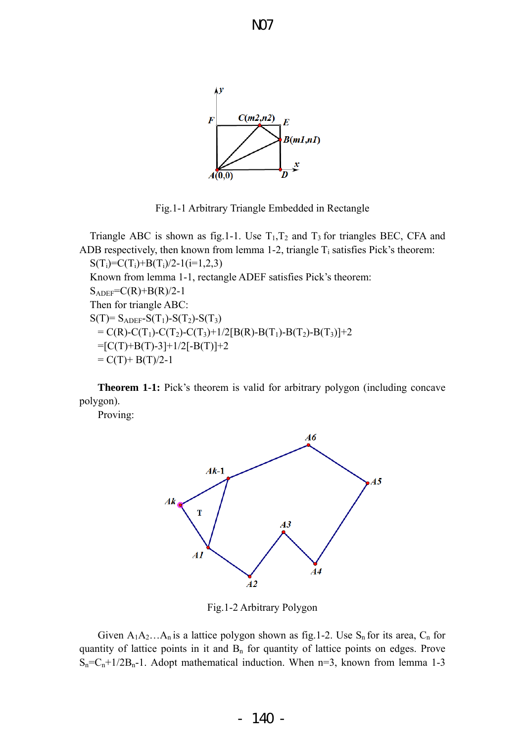Fig.1-1 Arbitrary Triangle Embedded in Rectangle

Triangle ABC is shown as fig.1-1. Use $T_1$,$T_2$ and $T_3$ for triangles BEC, CFA and ADB respectively, then known from lemma 1-2, triangle $T_i$ satisfies Pick's theorem:

$S(T_i)=C(T_i)+B(T_i)/2-1(i=1,2,3)$

Known from lemma 1-1, rectangle ADEF satisfies Pick's theorem:

$S_{ADEF}=C(R)+B(R)/2-1$

Then for triangle ABC:

$S(T)= S_{ADEF}-S(T_1)-S(T_2)-S(T_3)$

$= C(R)-C(T_1)-C(T_2)-C(T_3)+1/2[B(R)-B(T_1)-B(T_2)-B(T_3)]+2$

$=[C(T)+B(T)-3]+1/2[-B(T)]+2$

$= C(T)+ B(T)/2-1$

**Theorem 1-1:** Pick's theorem is valid for arbitrary polygon (including concave polygon).

Proving:

Fig.1-2 Arbitrary Polygon

Given $A_1A_2…A_n$ is a lattice polygon shown as fig.1-2. Use $S_n$ for its area, $C_n$ for quantity of lattice points in it and $B_n$ for quantity of lattice points on edges. Prove $S_n=C_n+1/2B_n-1$. Adopt mathematical induction. When n=3, known from lemma 1-3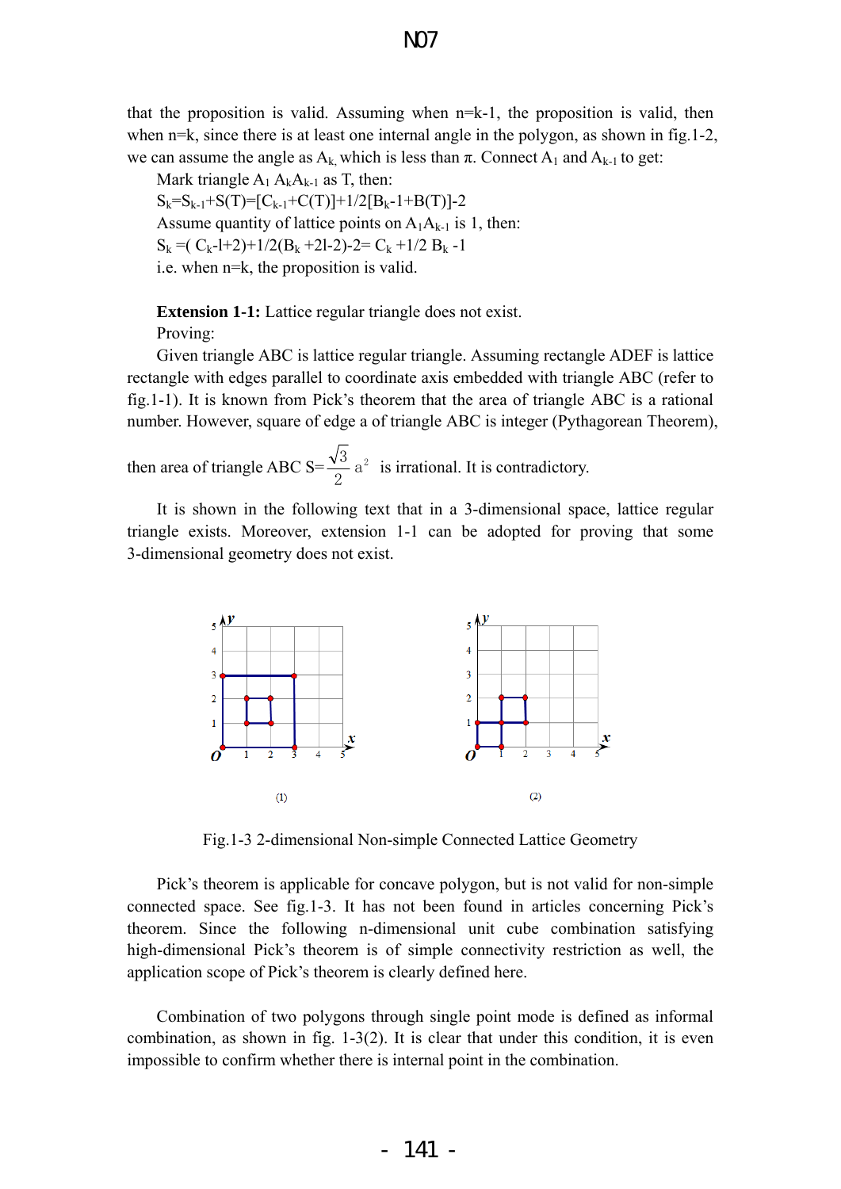that the proposition is valid. Assuming when n=k-1, the proposition is valid, then when n=k, since there is at least one internal angle in the polygon, as shown in fig.1-2, we can assume the angle as $A_k$, which is less than π. Connect $A_1$ and $A_{k-1}$ to get:

Mark triangle $A_1 A_k A_{k-1}$ as T, then:

$S_k=S_{k-1}+S(T)=[C_{k-1}+C(T)]+1/2[B_k-1+B(T)]-2$

Assume quantity of lattice points on $A_1A_{k-1}$ is 1, then:

$S_k =( C_k-l+2)+1/2(B_k +2l-2)-2= C_k +1/2 B_k -1$

i.e. when n=k, the proposition is valid.

**Extension 1-1:** Lattice regular triangle does not exist.

Proving:

Given triangle ABC is lattice regular triangle. Assuming rectangle ADEF is lattice rectangle with edges parallel to coordinate axis embedded with triangle ABC (refer to fig.1-1). It is known from Pick's theorem that the area of triangle ABC is a rational number. However, square of edge a of triangle ABC is integer (Pythagorean Theorem), then area of triangle ABC $S=\frac{\sqrt{3}}{2}a^2$ is irrational. It is contradictory.

It is shown in the following text that in a 3-dimensional space, lattice regular triangle exists. Moreover, extension 1-1 can be adopted for proving that some 3-dimensional geometry does not exist.

(1) (2)

Fig.1-3 2-dimensional Non-simple Connected Lattice Geometry

Pick's theorem is applicable for concave polygon, but is not valid for non-simple connected space. See fig.1-3. It has not been found in articles concerning Pick's theorem. Since the following n-dimensional unit cube combination satisfying high-dimensional Pick's theorem is of simple connectivity restriction as well, the application scope of Pick's theorem is clearly defined here.

Combination of two polygons through single point mode is defined as informal combination, as shown in fig. 1-3(2). It is clear that under this condition, it is even impossible to confirm whether there is internal point in the combination.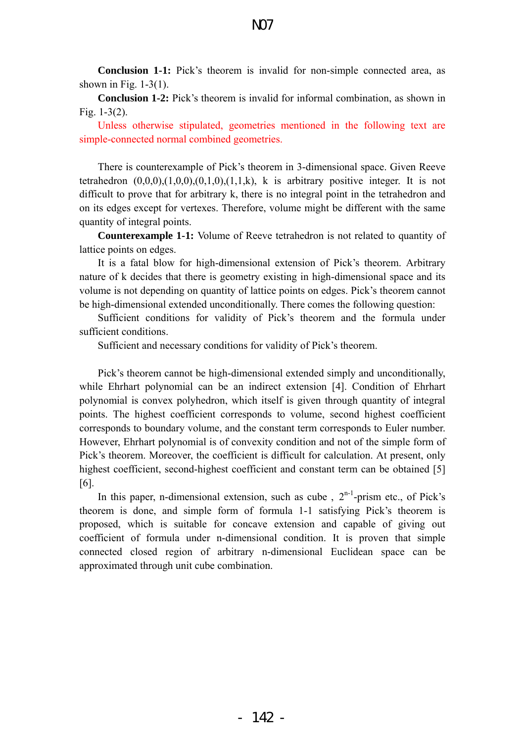**Conclusion 1-1:** Pick's theorem is invalid for non-simple connected area, as shown in Fig. 1-3(1).

**Conclusion 1-2:** Pick's theorem is invalid for informal combination, as shown in Fig. 1-3(2).

Unless otherwise stipulated, geometries mentioned in the following text are simple-connected normal combined geometries.

There is counterexample of Pick's theorem in 3-dimensional space. Given Reeve tetrahedron (0,0,0),(1,0,0),(0,1,0),(1,1,k), k is arbitrary positive integer. It is not difficult to prove that for arbitrary k, there is no integral point in the tetrahedron and on its edges except for vertexes. Therefore, volume might be different with the same quantity of integral points.

**Counterexample 1-1:** Volume of Reeve tetrahedron is not related to quantity of lattice points on edges.

It is a fatal blow for high-dimensional extension of Pick's theorem. Arbitrary nature of k decides that there is geometry existing in high-dimensional space and its volume is not depending on quantity of lattice points on edges. Pick's theorem cannot be high-dimensional extended unconditionally. There comes the following question:

Sufficient conditions for validity of Pick's theorem and the formula under sufficient conditions.

Sufficient and necessary conditions for validity of Pick's theorem.

Pick's theorem cannot be high-dimensional extended simply and unconditionally, while Ehrhart polynomial can be an indirect extension [4]. Condition of Ehrhart polynomial is convex polyhedron, which itself is given through quantity of integral points. The highest coefficient corresponds to volume, second highest coefficient corresponds to boundary volume, and the constant term corresponds to Euler number. However, Ehrhart polynomial is of convexity condition and not of the simple form of Pick's theorem. Moreover, the coefficient is difficult for calculation. At present, only highest coefficient, second-highest coefficient and constant term can be obtained [5] [6].

In this paper, n-dimensional extension, such as cube , $2^{n-1}$-prism etc., of Pick's theorem is done, and simple form of formula 1-1 satisfying Pick's theorem is proposed, which is suitable for concave extension and capable of giving out coefficient of formula under n-dimensional condition. It is proven that simple connected closed region of arbitrary n-dimensional Euclidean space can be approximated through unit cube combination.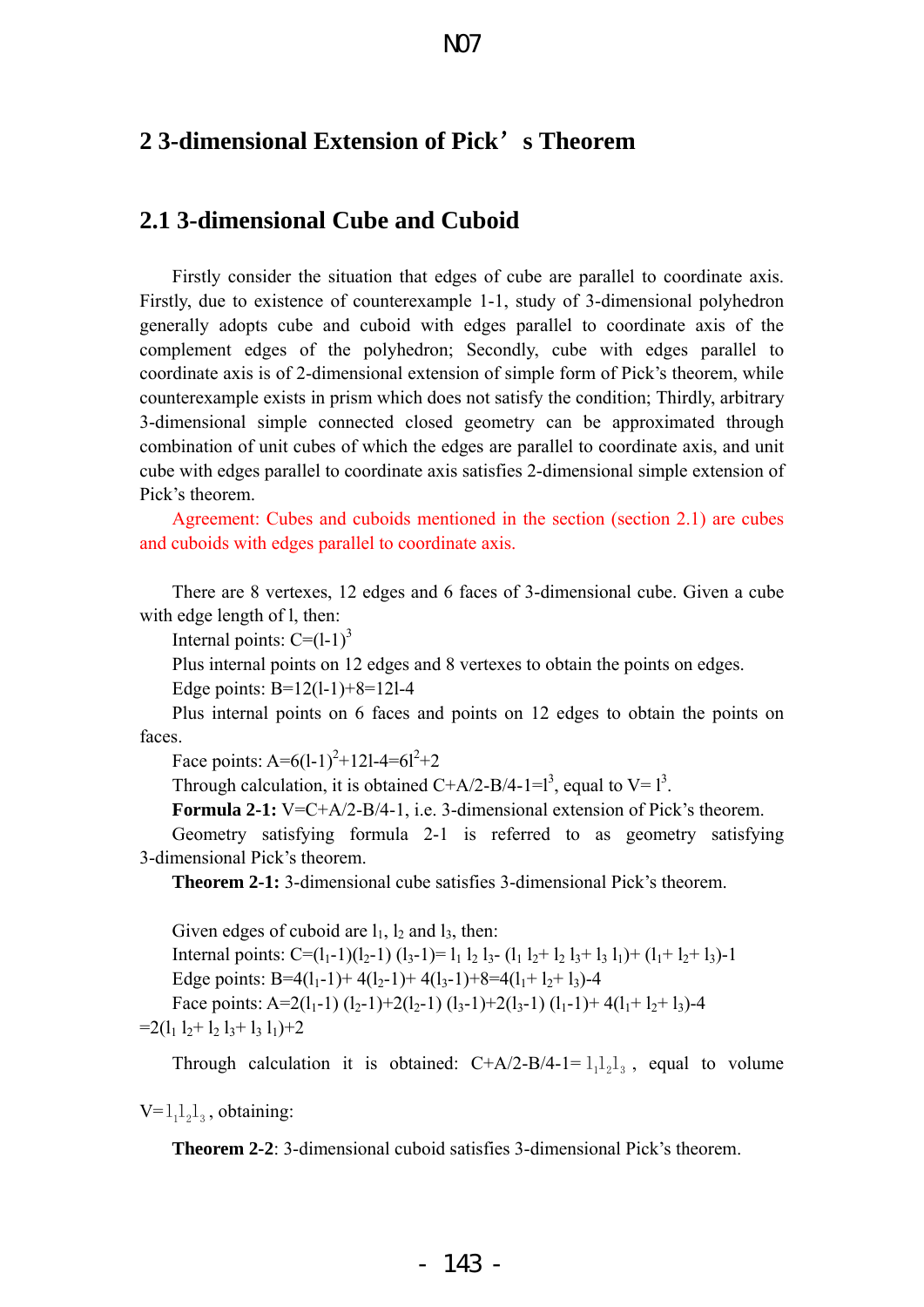## 2 3-dimensional Extension of Pick's Theorem

### 2.1 3-dimensional Cube and Cuboid

Firstly consider the situation that edges of cube are parallel to coordinate axis. Firstly, due to existence of counterexample 1-1, study of 3-dimensional polyhedron generally adopts cube and cuboid with edges parallel to coordinate axis of the complement edges of the polyhedron; Secondly, cube with edges parallel to coordinate axis is of 2-dimensional extension of simple form of Pick's theorem, while counterexample exists in prism which does not satisfy the condition; Thirdly, arbitrary 3-dimensional simple connected closed geometry can be approximated through combination of unit cubes of which the edges are parallel to coordinate axis, and unit cube with edges parallel to coordinate axis satisfies 2-dimensional simple extension of Pick's theorem.

Agreement: Cubes and cuboids mentioned in the section (section 2.1) are cubes and cuboids with edges parallel to coordinate axis.

There are 8 vertexes, 12 edges and 6 faces of 3-dimensional cube. Given a cube with edge length of l, then:

Internal points: $C=(l-1)^3$

Plus internal points on 12 edges and 8 vertexes to obtain the points on edges.

Edge points: $B=12(l-1)+8=12l-4$

Plus internal points on 6 faces and points on 12 edges to obtain the points on faces.

Face points: $A=6(l-1)^2+12l-4=6l^2+2$

Through calculation, it is obtained $C+A/2-B/4-1=l^3$, equal to $V=l^3$.

**Formula 2-1:** $V=C+A/2-B/4-1$, i.e. 3-dimensional extension of Pick's theorem.

Geometry satisfying formula 2-1 is referred to as geometry satisfying 3-dimensional Pick's theorem.

**Theorem 2-1:** 3-dimensional cube satisfies 3-dimensional Pick's theorem.

Given edges of cuboid are $l_1$, $l_2$ and $l_3$, then:

Internal points: $C=(l_1-1)(l_2-1)(l_3-1)=l_1 l_2 l_3-(l_1 l_2+l_2 l_3+l_3 l_1)+(l_1+l_2+l_3)-1$

Edge points: $B=4(l_1-1)+4(l_2-1)+4(l_3-1)+8=4(l_1+l_2+l_3)-4$

Face points: $A=2(l_1-1)(l_2-1)+2(l_2-1)(l_3-1)+2(l_3-1)(l_1-1)+4(l_1+l_2+l_3)-4$
$=2(l_1 l_2+l_2 l_3+l_3 l_1)+2$

Through calculation it is obtained: $C+A/2-B/4-1=l_1 l_2 l_3$, equal to volume $V=l_1 l_2 l_3$, obtaining:

**Theorem 2-2**: 3-dimensional cuboid satisfies 3-dimensional Pick's theorem.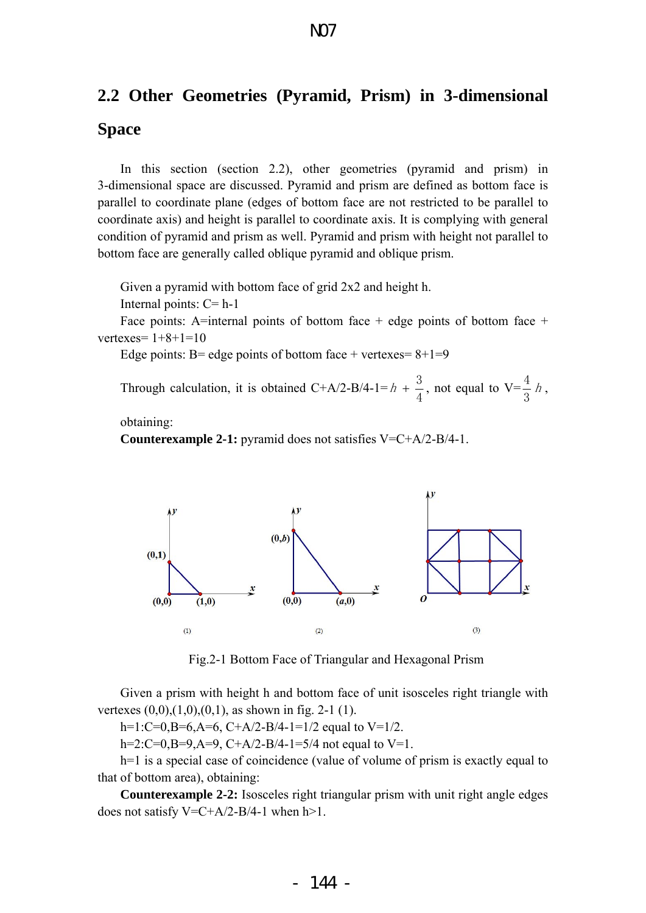## 2.2 Other Geometries (Pyramid, Prism) in 3-dimensional Space

In this section (section 2.2), other geometries (pyramid and prism) in 3-dimensional space are discussed. Pyramid and prism are defined as bottom face is parallel to coordinate plane (edges of bottom face are not restricted to be parallel to coordinate axis) and height is parallel to coordinate axis. It is complying with general condition of pyramid and prism as well. Pyramid and prism with height not parallel to bottom face are generally called oblique pyramid and oblique prism.

Given a pyramid with bottom face of grid 2x2 and height h.

Internal points: C= h-1

Face points: A=internal points of bottom face + edge points of bottom face + vertexes= 1+8+1=10

Edge points: B= edge points of bottom face + vertexes= 8+1=9

Through calculation, it is obtained C+A/2-B/4-1= $h + \frac{3}{4}$, not equal to V= $\frac{4}{3}h$, obtaining:

**Counterexample 2-1:** pyramid does not satisfies V=C+A/2-B/4-1.

(1) (2) (3)

Fig.2-1 Bottom Face of Triangular and Hexagonal Prism

Given a prism with height h and bottom face of unit isosceles right triangle with vertexes (0,0),(1,0),(0,1), as shown in fig. 2-1 (1).

h=1:C=0,B=6,A=6, C+A/2-B/4-1=1/2 equal to V=1/2.

h=2:C=0,B=9,A=9, C+A/2-B/4-1=5/4 not equal to V=1.

h=1 is a special case of coincidence (value of volume of prism is exactly equal to that of bottom area), obtaining:

**Counterexample 2-2:** Isosceles right triangular prism with unit right angle edges does not satisfy V=C+A/2-B/4-1 when h>1.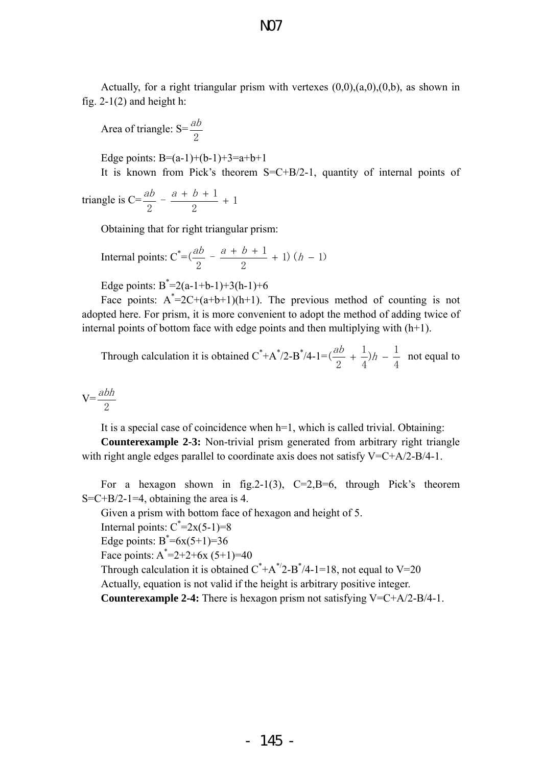Actually, for a right triangular prism with vertexes (0,0),(a,0),(0,b), as shown in fig. 2-1(2) and height h:

Area of triangle: $S=\frac{ab}{2}$

Edge points: B=(a-1)+(b-1)+3=a+b+1

It is known from Pick's theorem S=C+B/2-1, quantity of internal points of triangle is $C=\frac{ab}{2}-\frac{a+b+1}{2}+1$

Obtaining that for right triangular prism:

Internal points: $C^*=(\frac{ab}{2}-\frac{a+b+1}{2}+1)(h-1)$

Edge points: $B^*=2(a-1+b-1)+3(h-1)+6$

Face points: $A^*=2C+(a+b+1)(h+1)$. The previous method of counting is not adopted here. For prism, it is more convenient to adopt the method of adding twice of internal points of bottom face with edge points and then multiplying with (h+1).

Through calculation it is obtained $C^*+A^*/2-B^*/4-1=(\frac{ab}{2}+\frac{1}{4})h-\frac{1}{4}$ not equal to $V=\frac{abh}{2}$

It is a special case of coincidence when h=1, which is called trivial. Obtaining:

**Counterexample 2-3:** Non-trivial prism generated from arbitrary right triangle with right angle edges parallel to coordinate axis does not satisfy V=C+A/2-B/4-1.

For a hexagon shown in fig.2-1(3), C=2,B=6, through Pick's theorem S=C+B/2-1=4, obtaining the area is 4.

Given a prism with bottom face of hexagon and height of 5.

Internal points: $C^*=2\times(5-1)=8$

Edge points: $B^*=6\times(5+1)=36$

Face points: $A^*=2+2+6\times(5+1)=40$

Through calculation it is obtained $C^*+A^*/2-B^*/4-1=18$, not equal to V=20

Actually, equation is not valid if the height is arbitrary positive integer.

**Counterexample 2-4:** There is hexagon prism not satisfying V=C+A/2-B/4-1.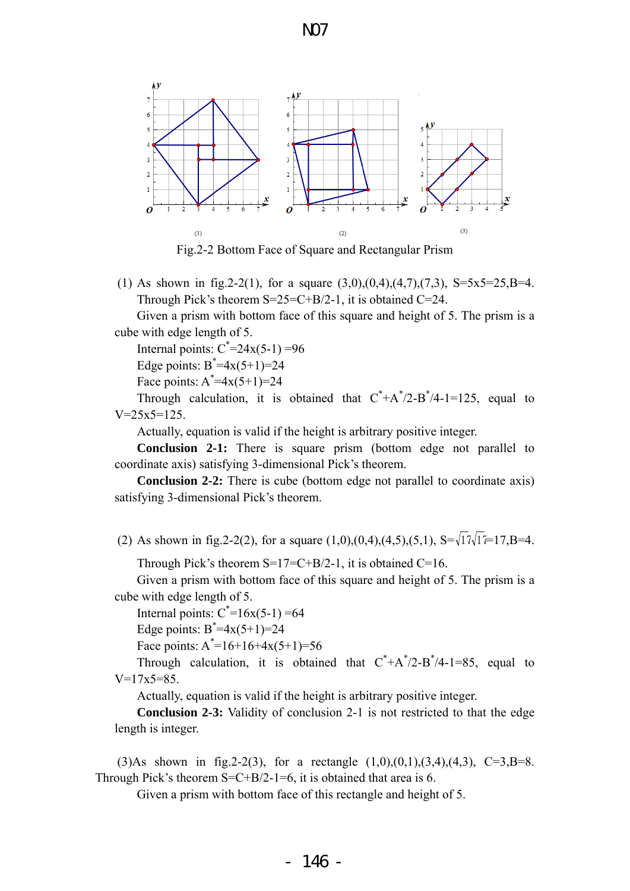Fig.2-2 Bottom Face of Square and Rectangular Prism

(1) As shown in fig.2-2(1), for a square (3,0),(0,4),(4,7),(7,3), S=5x5=25,B=4. Through Pick's theorem S=25=C+B/2-1, it is obtained C=24.

Given a prism with bottom face of this square and height of 5. The prism is a cube with edge length of 5.

Internal points: $C^*$=24x(5-1) =96

Edge points: $B^*$=4x(5+1)=24

Face points: $A^*$=4x(5+1)=24

Through calculation, it is obtained that $C^*+A^*/2-B^*/4-1=125$, equal to V=25x5=125.

Actually, equation is valid if the height is arbitrary positive integer.

**Conclusion 2-1:** There is square prism (bottom edge not parallel to coordinate axis) satisfying 3-dimensional Pick's theorem.

**Conclusion 2-2:** There is cube (bottom edge not parallel to coordinate axis) satisfying 3-dimensional Pick's theorem.

(2) As shown in fig.2-2(2), for a square (1,0),(0,4),(4,5),(5,1), S=$\sqrt{17}\sqrt{17}$=17,B=4.

Through Pick's theorem S=17=C+B/2-1, it is obtained C=16.

Given a prism with bottom face of this square and height of 5. The prism is a cube with edge length of 5.

Internal points: $C^*$=16x(5-1) =64

Edge points: $B^*$=4x(5+1)=24

Face points: $A^*$=16+16+4x(5+1)=56

Through calculation, it is obtained that $C^*+A^*/2-B^*/4-1=85$, equal to V=17x5=85.

Actually, equation is valid if the height is arbitrary positive integer.

**Conclusion 2-3:** Validity of conclusion 2-1 is not restricted to that the edge length is integer.

(3)As shown in fig.2-2(3), for a rectangle (1,0),(0,1),(3,4),(4,3), C=3,B=8. Through Pick's theorem S=C+B/2-1=6, it is obtained that area is 6.

Given a prism with bottom face of this rectangle and height of 5.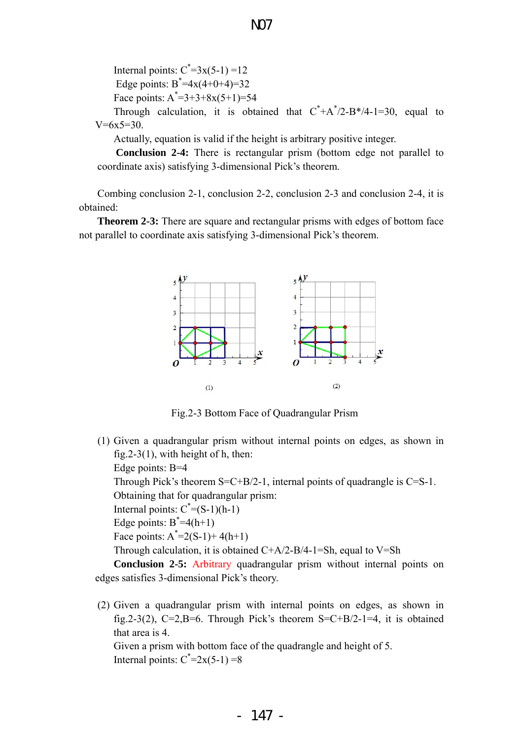Internal points: $C^*=3\times(5-1)=12$

Edge points: $B^*=4\times(4+0+4)=32$

Face points: $A^*=3+3+8\times(5+1)=54$

Through calculation, it is obtained that $C^*+A^*/2-B^*/4-1=30$, equal to $V=6\times5=30$.

Actually, equation is valid if the height is arbitrary positive integer.

**Conclusion 2-4:** There is rectangular prism (bottom edge not parallel to coordinate axis) satisfying 3-dimensional Pick's theorem.

Combing conclusion 2-1, conclusion 2-2, conclusion 2-3 and conclusion 2-4, it is obtained:

**Theorem 2-3:** There are square and rectangular prisms with edges of bottom face not parallel to coordinate axis satisfying 3-dimensional Pick's theorem.

(1) (2)

Fig.2-3 Bottom Face of Quadrangular Prism

(1) Given a quadrangular prism without internal points on edges, as shown in fig.2-3(1), with height of h, then:

Edge points: $B=4$

Through Pick's theorem $S=C+B/2-1$, internal points of quadrangle is $C=S-1$.

Obtaining that for quadrangular prism:

Internal points: $C^*=(S-1)(h-1)$

Edge points: $B^*=4(h+1)$

Face points: $A^*=2(S-1)+4(h+1)$

Through calculation, it is obtained $C+A/2-B/4-1=Sh$, equal to $V=Sh$

**Conclusion 2-5:** Arbitrary quadrangular prism without internal points on edges satisfies 3-dimensional Pick's theory.

(2) Given a quadrangular prism with internal points on edges, as shown in fig.2-3(2), $C=2$, $B=6$. Through Pick's theorem $S=C+B/2-1=4$, it is obtained that area is 4.

Given a prism with bottom face of the quadrangle and height of 5.

Internal points: $C^*=2\times(5-1)=8$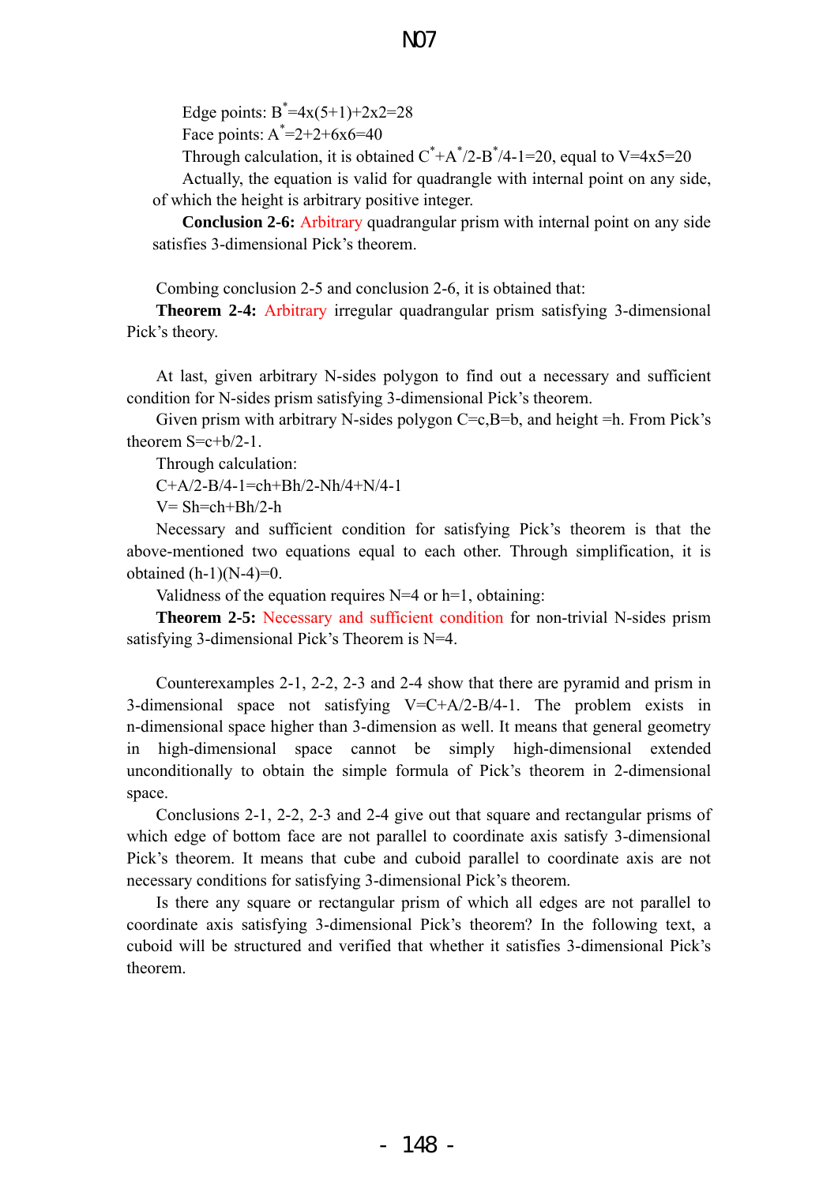Edge points: $B^*=4\text{x}(5+1)+2\text{x}2=28$

Face points: $A^*=2+2+6\text{x}6=40$

Through calculation, it is obtained $C^*+A^*/2-B^*/4-1=20$, equal to $V=4\text{x}5=20$

Actually, the equation is valid for quadrangle with internal point on any side, of which the height is arbitrary positive integer.

**Conclusion 2-6:** Arbitrary quadrangular prism with internal point on any side satisfies 3-dimensional Pick's theorem.

Combing conclusion 2-5 and conclusion 2-6, it is obtained that:

**Theorem 2-4:** Arbitrary irregular quadrangular prism satisfying 3-dimensional Pick's theory.

At last, given arbitrary N-sides polygon to find out a necessary and sufficient condition for N-sides prism satisfying 3-dimensional Pick's theorem.

Given prism with arbitrary N-sides polygon C=c,B=b, and height =h. From Pick's theorem $S=c+b/2-1$.

Through calculation:

$C+A/2-B/4-1=ch+Bh/2-Nh/4+N/4-1$

$V= Sh=ch+Bh/2-h$

Necessary and sufficient condition for satisfying Pick's theorem is that the above-mentioned two equations equal to each other. Through simplification, it is obtained $(h-1)(N-4)=0$.

Validness of the equation requires N=4 or h=1, obtaining:

**Theorem 2-5:** Necessary and sufficient condition for non-trivial N-sides prism satisfying 3-dimensional Pick's Theorem is N=4.

Counterexamples 2-1, 2-2, 2-3 and 2-4 show that there are pyramid and prism in 3-dimensional space not satisfying $V=C+A/2-B/4-1$. The problem exists in n-dimensional space higher than 3-dimension as well. It means that general geometry in high-dimensional space cannot be simply high-dimensional extended unconditionally to obtain the simple formula of Pick's theorem in 2-dimensional space.

Conclusions 2-1, 2-2, 2-3 and 2-4 give out that square and rectangular prisms of which edge of bottom face are not parallel to coordinate axis satisfy 3-dimensional Pick's theorem. It means that cube and cuboid parallel to coordinate axis are not necessary conditions for satisfying 3-dimensional Pick's theorem.

Is there any square or rectangular prism of which all edges are not parallel to coordinate axis satisfying 3-dimensional Pick's theorem? In the following text, a cuboid will be structured and verified that whether it satisfies 3-dimensional Pick's theorem.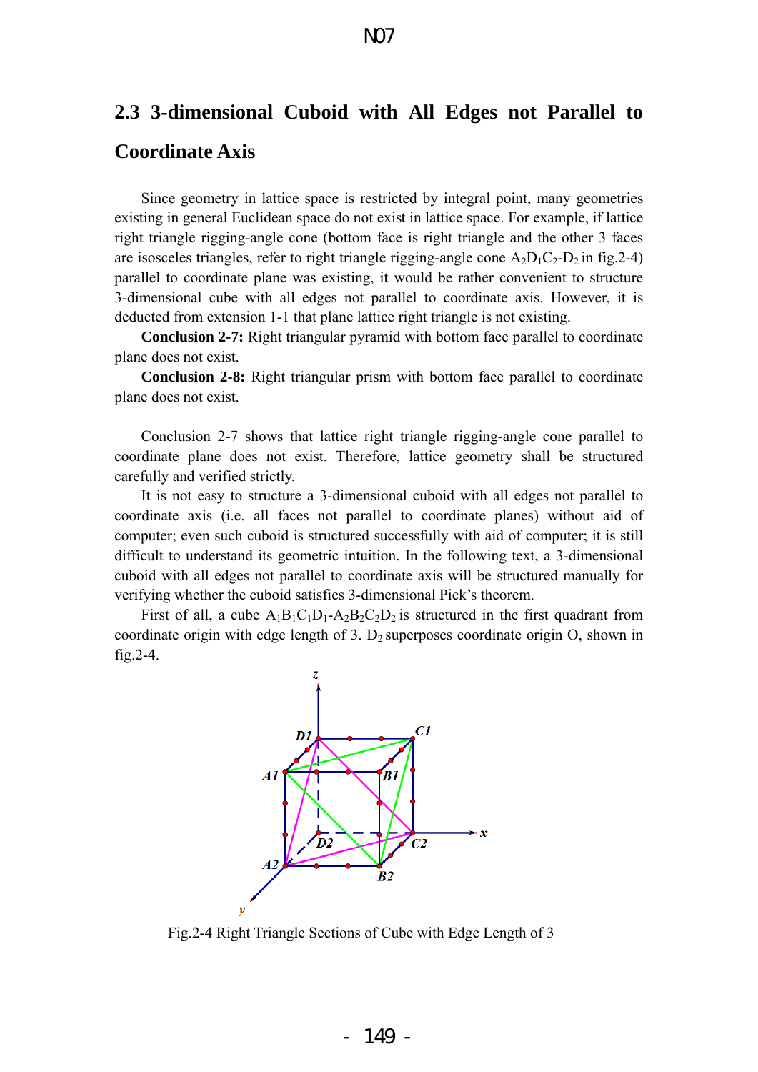## 2.3 3-dimensional Cuboid with All Edges not Parallel to Coordinate Axis

Since geometry in lattice space is restricted by integral point, many geometries existing in general Euclidean space do not exist in lattice space. For example, if lattice right triangle rigging-angle cone (bottom face is right triangle and the other 3 faces are isosceles triangles, refer to right triangle rigging-angle cone $A_2D_1C_2$-$D_2$ in fig.2-4) parallel to coordinate plane was existing, it would be rather convenient to structure 3-dimensional cube with all edges not parallel to coordinate axis. However, it is deducted from extension 1-1 that plane lattice right triangle is not existing.

**Conclusion 2-7:** Right triangular pyramid with bottom face parallel to coordinate plane does not exist.

**Conclusion 2-8:** Right triangular prism with bottom face parallel to coordinate plane does not exist.

Conclusion 2-7 shows that lattice right triangle rigging-angle cone parallel to coordinate plane does not exist. Therefore, lattice geometry shall be structured carefully and verified strictly.

It is not easy to structure a 3-dimensional cuboid with all edges not parallel to coordinate axis (i.e. all faces not parallel to coordinate planes) without aid of computer; even such cuboid is structured successfully with aid of computer; it is still difficult to understand its geometric intuition. In the following text, a 3-dimensional cuboid with all edges not parallel to coordinate axis will be structured manually for verifying whether the cuboid satisfies 3-dimensional Pick's theorem.

First of all, a cube $A_1B_1C_1D_1$-$A_2B_2C_2D_2$ is structured in the first quadrant from coordinate origin with edge length of 3. $D_2$ superposes coordinate origin O, shown in fig.2-4.

Fig.2-4 Right Triangle Sections of Cube with Edge Length of 3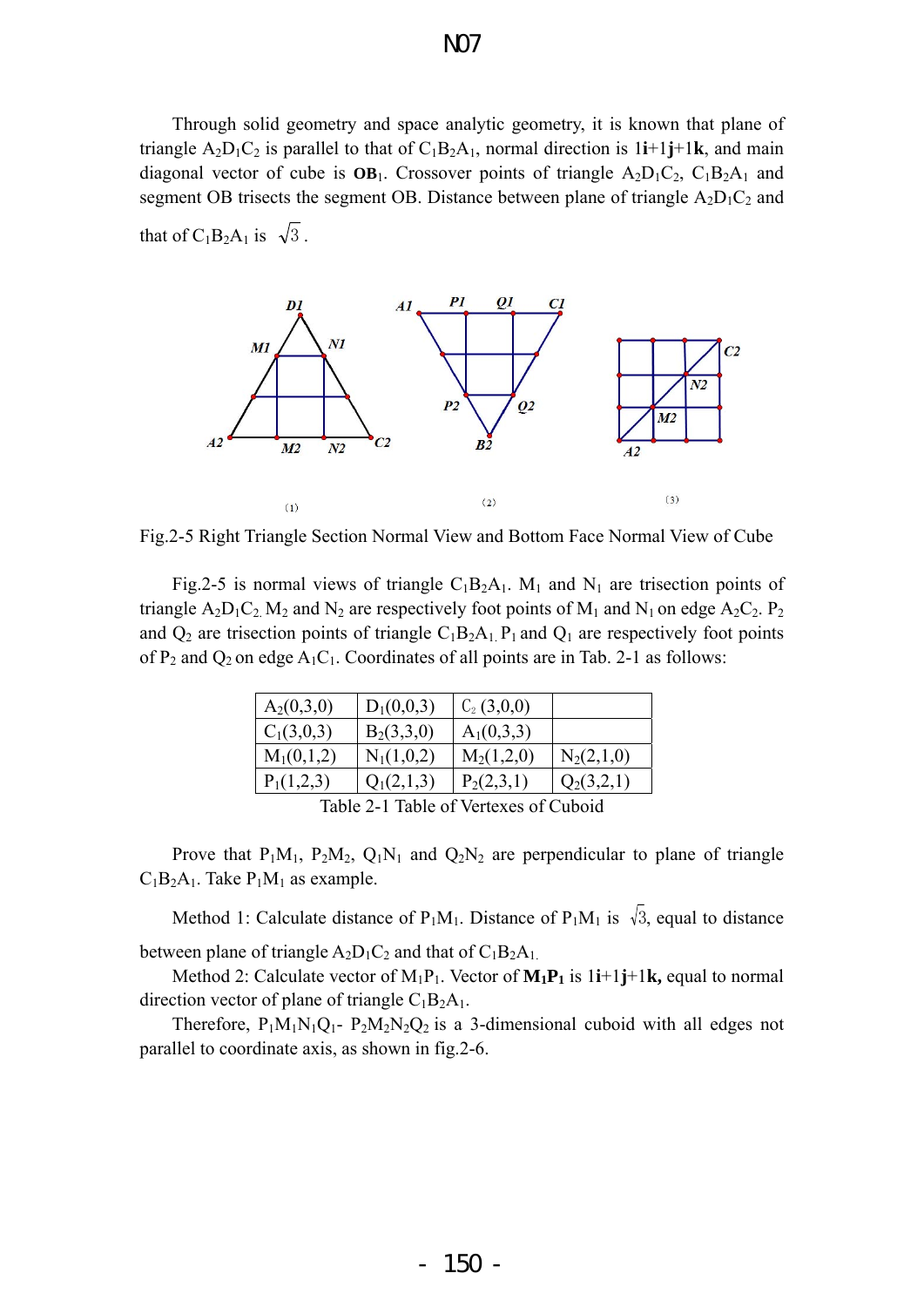Through solid geometry and space analytic geometry, it is known that plane of triangle $A_2D_1C_2$ is parallel to that of $C_1B_2A_1$, normal direction is $1\mathbf{i}+1\mathbf{j}+1\mathbf{k}$, and main diagonal vector of cube is $\mathbf{OB}_1$. Crossover points of triangle $A_2D_1C_2$, $C_1B_2A_1$ and segment OB trisects the segment OB. Distance between plane of triangle $A_2D_1C_2$ and that of $C_1B_2A_1$ is $\sqrt{3}$.

Fig.2-5 Right Triangle Section Normal View and Bottom Face Normal View of Cube

Fig.2-5 is normal views of triangle $C_1B_2A_1$. $M_1$ and $N_1$ are trisection points of triangle $A_2D_1C_2$. $M_2$ and $N_2$ are respectively foot points of $M_1$ and $N_1$ on edge $A_2C_2$. $P_2$ and $Q_2$ are trisection points of triangle $C_1B_2A_1$. $P_1$ and $Q_1$ are respectively foot points of $P_2$ and $Q_2$ on edge $A_1C_1$. Coordinates of all points are in Tab. 2-1 as follows:

| | | | |
|---|---|---|---|
| $A_2(0,3,0)$ | $D_1(0,0,3)$ | $C_2(3,0,0)$ | |
| $C_1(3,0,3)$ | $B_2(3,3,0)$ | $A_1(0,3,3)$ | |
| $M_1(0,1,2)$ | $N_1(1,0,2)$ | $M_2(1,2,0)$ | $N_2(2,1,0)$ |
| $P_1(1,2,3)$ | $Q_1(2,1,3)$ | $P_2(2,3,1)$ | $Q_2(3,2,1)$ |

Table 2-1 Table of Vertexes of Cuboid

Prove that $P_1M_1$, $P_2M_2$, $Q_1N_1$ and $Q_2N_2$ are perpendicular to plane of triangle $C_1B_2A_1$. Take $P_1M_1$ as example.

Method 1: Calculate distance of $P_1M_1$. Distance of $P_1M_1$ is $\sqrt{3}$, equal to distance between plane of triangle $A_2D_1C_2$ and that of $C_1B_2A_1$.

Method 2: Calculate vector of $M_1P_1$. Vector of $\mathbf{M_1P_1}$ is $1\mathbf{i}+1\mathbf{j}+1\mathbf{k}$, equal to normal direction vector of plane of triangle $C_1B_2A_1$.

Therefore, $P_1M_1N_1Q_1$- $P_2M_2N_2Q_2$ is a 3-dimensional cuboid with all edges not parallel to coordinate axis, as shown in fig.2-6.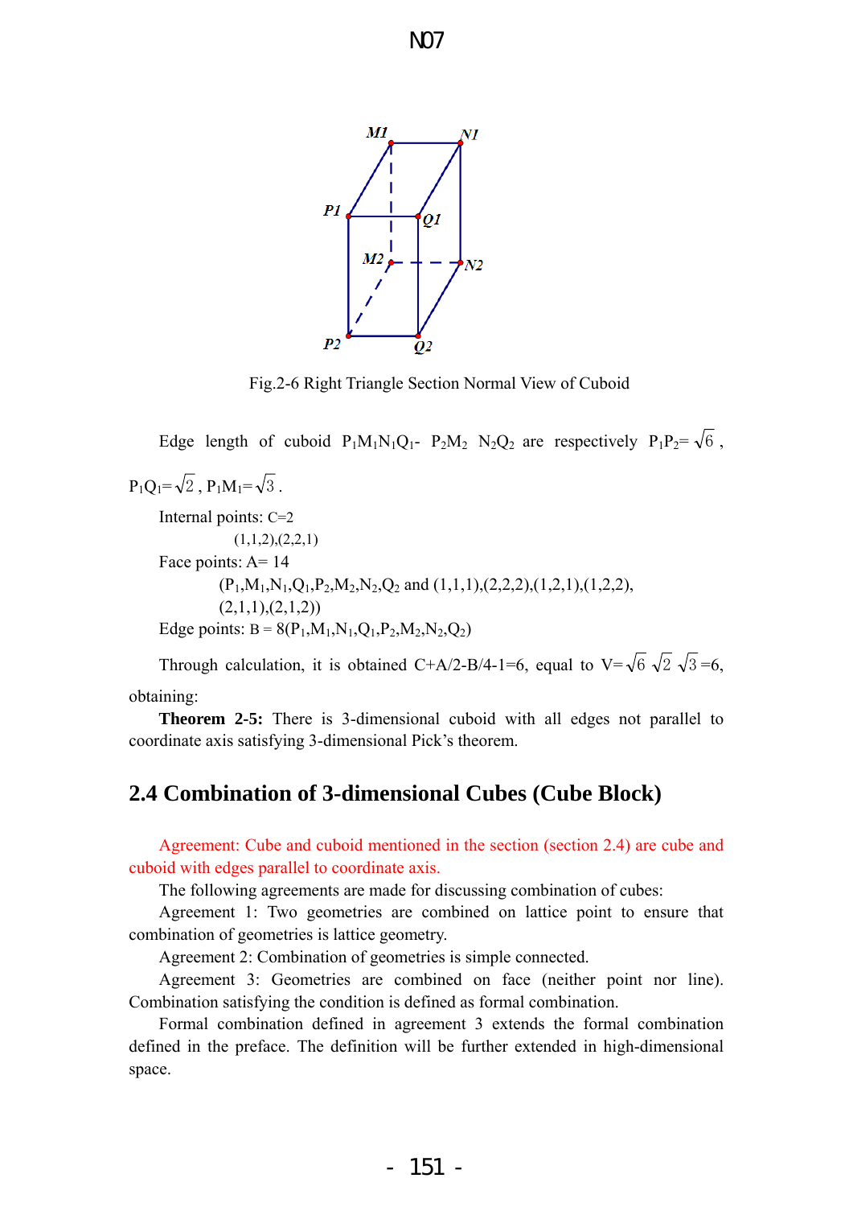Fig.2-6 Right Triangle Section Normal View of Cuboid

Edge length of cuboid $P_1M_1N_1Q_1$- $P_2M_2$ $N_2Q_2$ are respectively $P_1P_2=\sqrt{6}$, $P_1Q_1=\sqrt{2}$, $P_1M_1=\sqrt{3}$.

Internal points: C=2

(1,1,2),(2,2,1)

Face points: A= 14

($P_1$,$M_1$,$N_1$,$Q_1$,$P_2$,$M_2$,$N_2$,$Q_2$ and (1,1,1),(2,2,2),(1,2,1),(1,2,2),(2,1,1),(2,1,2))

Edge points: B = 8($P_1$,$M_1$,$N_1$,$Q_1$,$P_2$,$M_2$,$N_2$,$Q_2$)

Through calculation, it is obtained C+A/2-B/4-1=6, equal to $V=\sqrt{6}\ \sqrt{2}\ \sqrt{3}=6$, obtaining:

**Theorem 2-5:** There is 3-dimensional cuboid with all edges not parallel to coordinate axis satisfying 3-dimensional Pick's theorem.

## 2.4 Combination of 3-dimensional Cubes (Cube Block)

Agreement: Cube and cuboid mentioned in the section (section 2.4) are cube and cuboid with edges parallel to coordinate axis.

The following agreements are made for discussing combination of cubes:

Agreement 1: Two geometries are combined on lattice point to ensure that combination of geometries is lattice geometry.

Agreement 2: Combination of geometries is simple connected.

Agreement 3: Geometries are combined on face (neither point nor line). Combination satisfying the condition is defined as formal combination.

Formal combination defined in agreement 3 extends the formal combination defined in the preface. The definition will be further extended in high-dimensional space.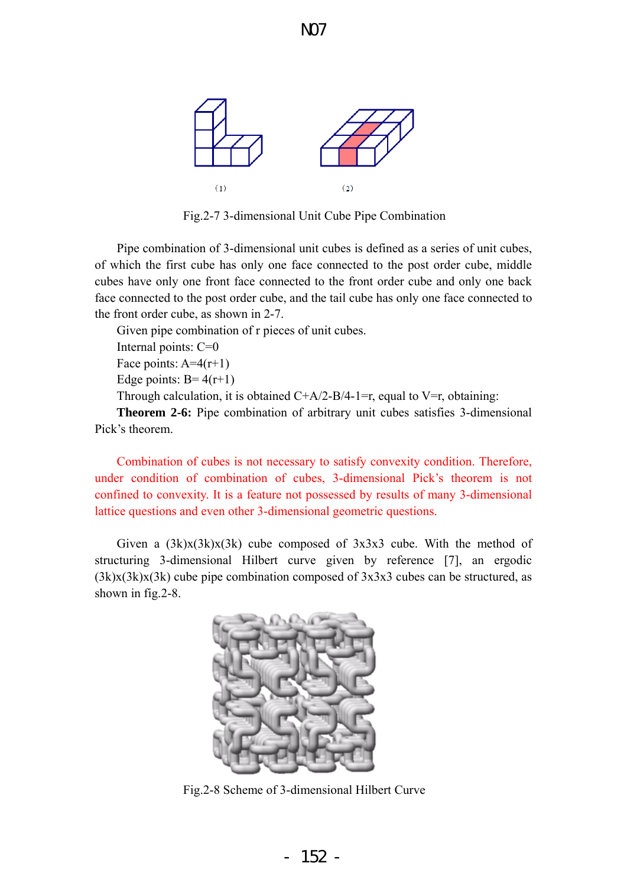(1) (2)

Fig.2-7 3-dimensional Unit Cube Pipe Combination

Pipe combination of 3-dimensional unit cubes is defined as a series of unit cubes, of which the first cube has only one face connected to the post order cube, middle cubes have only one front face connected to the front order cube and only one back face connected to the post order cube, and the tail cube has only one face connected to the front order cube, as shown in 2-7.

Given pipe combination of r pieces of unit cubes.

Internal points: C=0

Face points: A=4(r+1)

Edge points: B= 4(r+1)

Through calculation, it is obtained C+A/2-B/4-1=r, equal to V=r, obtaining:

**Theorem 2-6:** Pipe combination of arbitrary unit cubes satisfies 3-dimensional Pick's theorem.

Combination of cubes is not necessary to satisfy convexity condition. Therefore, under condition of combination of cubes, 3-dimensional Pick's theorem is not confined to convexity. It is a feature not possessed by results of many 3-dimensional lattice questions and even other 3-dimensional geometric questions.

Given a (3k)x(3k)x(3k) cube composed of 3x3x3 cube. With the method of structuring 3-dimensional Hilbert curve given by reference [7], an ergodic (3k)x(3k)x(3k) cube pipe combination composed of 3x3x3 cubes can be structured, as shown in fig.2-8.

Fig.2-8 Scheme of 3-dimensional Hilbert Curve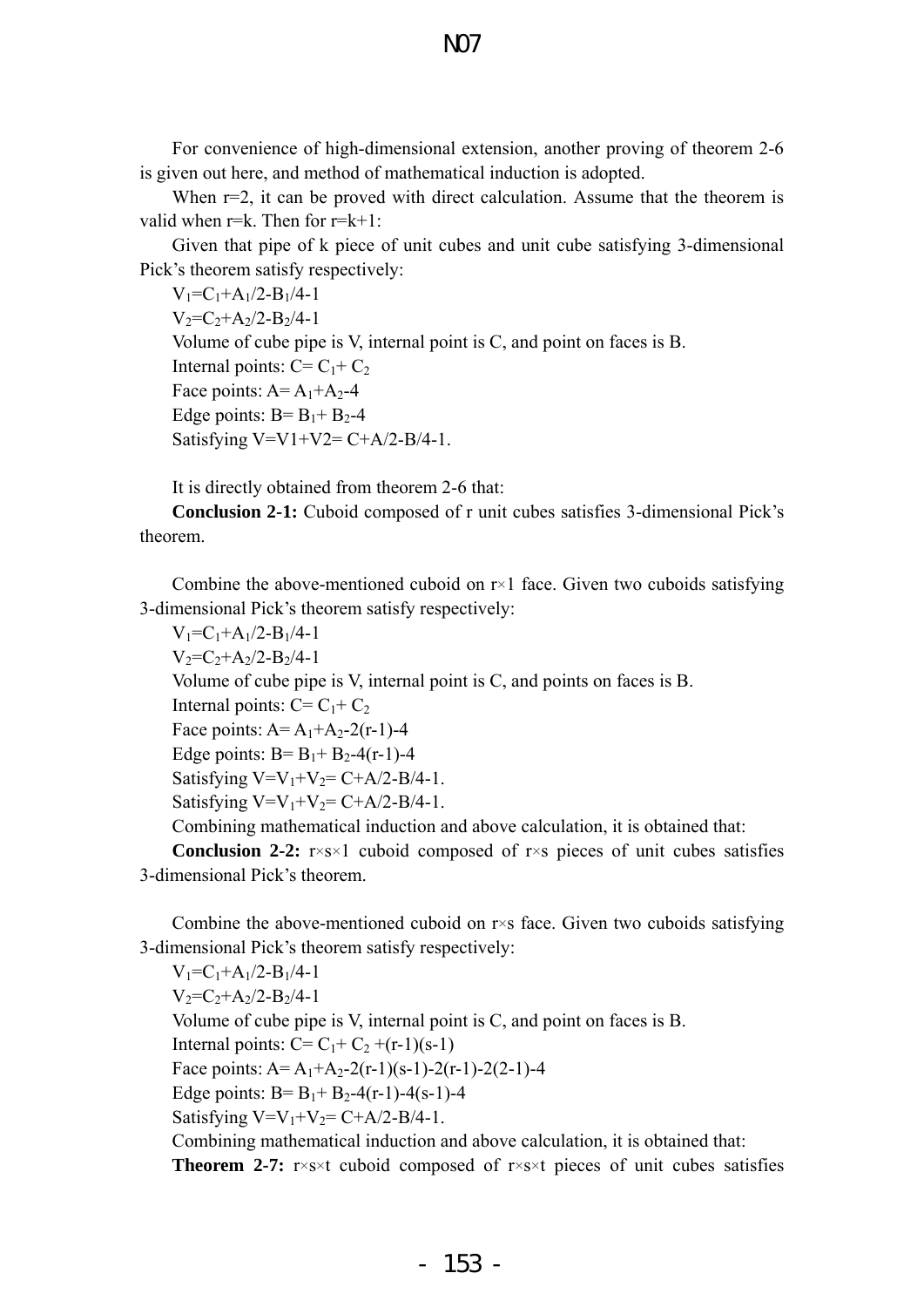For convenience of high-dimensional extension, another proving of theorem 2-6 is given out here, and method of mathematical induction is adopted.

When r=2, it can be proved with direct calculation. Assume that the theorem is valid when r=k. Then for r=k+1:

Given that pipe of k piece of unit cubes and unit cube satisfying 3-dimensional Pick's theorem satisfy respectively:

$V_1=C_1+A_1/2-B_1/4-1$

$V_2=C_2+A_2/2-B_2/4-1$

Volume of cube pipe is V, internal point is C, and point on faces is B.

Internal points: $C= C_1+ C_2$

Face points: $A= A_1+A_2-4$

Edge points: $B= B_1+ B_2-4$

Satisfying $V=V1+V2= C+A/2-B/4-1$.

It is directly obtained from theorem 2-6 that:

**Conclusion 2-1:** Cuboid composed of r unit cubes satisfies 3-dimensional Pick's theorem.

Combine the above-mentioned cuboid on r×1 face. Given two cuboids satisfying 3-dimensional Pick's theorem satisfy respectively:

$V_1=C_1+A_1/2-B_1/4-1$

$V_2=C_2+A_2/2-B_2/4-1$

Volume of cube pipe is V, internal point is C, and points on faces is B.

Internal points: $C= C_1+ C_2$

Face points: $A= A_1+A_2-2(r-1)-4$

Edge points: $B= B_1+ B_2-4(r-1)-4$

Satisfying $V=V_1+V_2= C+A/2-B/4-1$.

Satisfying $V=V_1+V_2= C+A/2-B/4-1$.

Combining mathematical induction and above calculation, it is obtained that:

**Conclusion 2-2:** r×s×1 cuboid composed of r×s pieces of unit cubes satisfies 3-dimensional Pick's theorem.

Combine the above-mentioned cuboid on r×s face. Given two cuboids satisfying 3-dimensional Pick's theorem satisfy respectively:

$V_1=C_1+A_1/2-B_1/4-1$

$V_2=C_2+A_2/2-B_2/4-1$

Volume of cube pipe is V, internal point is C, and point on faces is B.

Internal points: $C= C_1+ C_2 +(r-1)(s-1)$

Face points: $A= A_1+A_2-2(r-1)(s-1)-2(r-1)-2(2-1)-4$

Edge points: $B= B_1+ B_2-4(r-1)-4(s-1)-4$

Satisfying $V=V_1+V_2= C+A/2-B/4-1$.

Combining mathematical induction and above calculation, it is obtained that:

**Theorem 2-7:** r×s×t cuboid composed of r×s×t pieces of unit cubes satisfies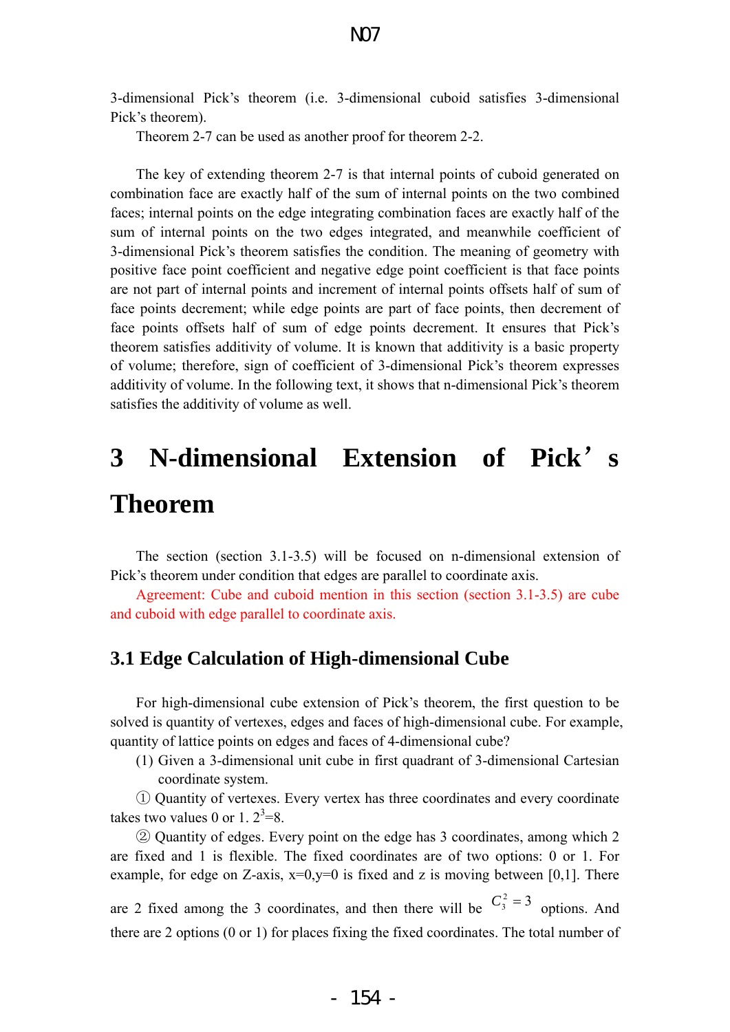3-dimensional Pick's theorem (i.e. 3-dimensional cuboid satisfies 3-dimensional Pick's theorem).

Theorem 2-7 can be used as another proof for theorem 2-2.

The key of extending theorem 2-7 is that internal points of cuboid generated on combination face are exactly half of the sum of internal points on the two combined faces; internal points on the edge integrating combination faces are exactly half of the sum of internal points on the two edges integrated, and meanwhile coefficient of 3-dimensional Pick's theorem satisfies the condition. The meaning of geometry with positive face point coefficient and negative edge point coefficient is that face points are not part of internal points and increment of internal points offsets half of sum of face points decrement; while edge points are part of face points, then decrement of face points offsets half of sum of edge points decrement. It ensures that Pick's theorem satisfies additivity of volume. It is known that additivity is a basic property of volume; therefore, sign of coefficient of 3-dimensional Pick's theorem expresses additivity of volume. In the following text, it shows that n-dimensional Pick's theorem satisfies the additivity of volume as well.

# 3 N-dimensional Extension of Pick's Theorem

The section (section 3.1-3.5) will be focused on n-dimensional extension of Pick's theorem under condition that edges are parallel to coordinate axis.

Agreement: Cube and cuboid mention in this section (section 3.1-3.5) are cube and cuboid with edge parallel to coordinate axis.

## 3.1 Edge Calculation of High-dimensional Cube

For high-dimensional cube extension of Pick's theorem, the first question to be solved is quantity of vertexes, edges and faces of high-dimensional cube. For example, quantity of lattice points on edges and faces of 4-dimensional cube?

(1) Given a 3-dimensional unit cube in first quadrant of 3-dimensional Cartesian coordinate system.

① Quantity of vertexes. Every vertex has three coordinates and every coordinate takes two values 0 or 1. $2^3=8$.

② Quantity of edges. Every point on the edge has 3 coordinates, among which 2 are fixed and 1 is flexible. The fixed coordinates are of two options: 0 or 1. For example, for edge on Z-axis, x=0,y=0 is fixed and z is moving between [0,1]. There are 2 fixed among the 3 coordinates, and then there will be $C_3^2=3$ options. And there are 2 options (0 or 1) for places fixing the fixed coordinates. The total number of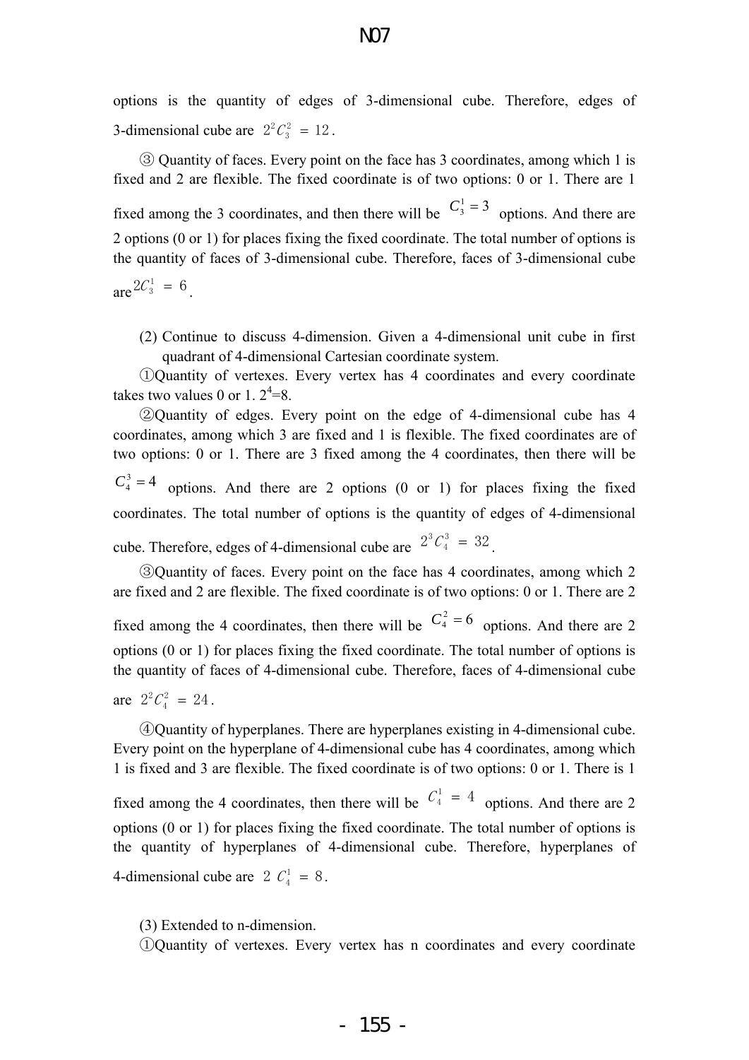options is the quantity of edges of 3-dimensional cube. Therefore, edges of 3-dimensional cube are $2^2 C_3^2 = 12$.

③ Quantity of faces. Every point on the face has 3 coordinates, among which 1 is fixed and 2 are flexible. The fixed coordinate is of two options: 0 or 1. There are 1 fixed among the 3 coordinates, and then there will be $C_3^1 = 3$ options. And there are 2 options (0 or 1) for places fixing the fixed coordinate. The total number of options is the quantity of faces of 3-dimensional cube. Therefore, faces of 3-dimensional cube are $2C_3^1 = 6$.

(2) Continue to discuss 4-dimension. Given a 4-dimensional unit cube in first quadrant of 4-dimensional Cartesian coordinate system.

①Quantity of vertexes. Every vertex has 4 coordinates and every coordinate takes two values 0 or 1. $2^4$=8.

②Quantity of edges. Every point on the edge of 4-dimensional cube has 4 coordinates, among which 3 are fixed and 1 is flexible. The fixed coordinates are of two options: 0 or 1. There are 3 fixed among the 4 coordinates, then there will be $C_4^3 = 4$ options. And there are 2 options (0 or 1) for places fixing the fixed coordinates. The total number of options is the quantity of edges of 4-dimensional cube. Therefore, edges of 4-dimensional cube are $2^3 C_4^3 = 32$.

③Quantity of faces. Every point on the face has 4 coordinates, among which 2 are fixed and 2 are flexible. The fixed coordinate is of two options: 0 or 1. There are 2 fixed among the 4 coordinates, then there will be $C_4^2 = 6$ options. And there are 2 options (0 or 1) for places fixing the fixed coordinate. The total number of options is the quantity of faces of 4-dimensional cube. Therefore, faces of 4-dimensional cube are $2^2 C_4^2 = 24$.

④Quantity of hyperplanes. There are hyperplanes existing in 4-dimensional cube. Every point on the hyperplane of 4-dimensional cube has 4 coordinates, among which 1 is fixed and 3 are flexible. The fixed coordinate is of two options: 0 or 1. There is 1 fixed among the 4 coordinates, then there will be $C_4^1 = 4$ options. And there are 2 options (0 or 1) for places fixing the fixed coordinate. The total number of options is the quantity of hyperplanes of 4-dimensional cube. Therefore, hyperplanes of 4-dimensional cube are $2\ C_4^1 = 8$.

(3) Extended to n-dimension.

①Quantity of vertexes. Every vertex has n coordinates and every coordinate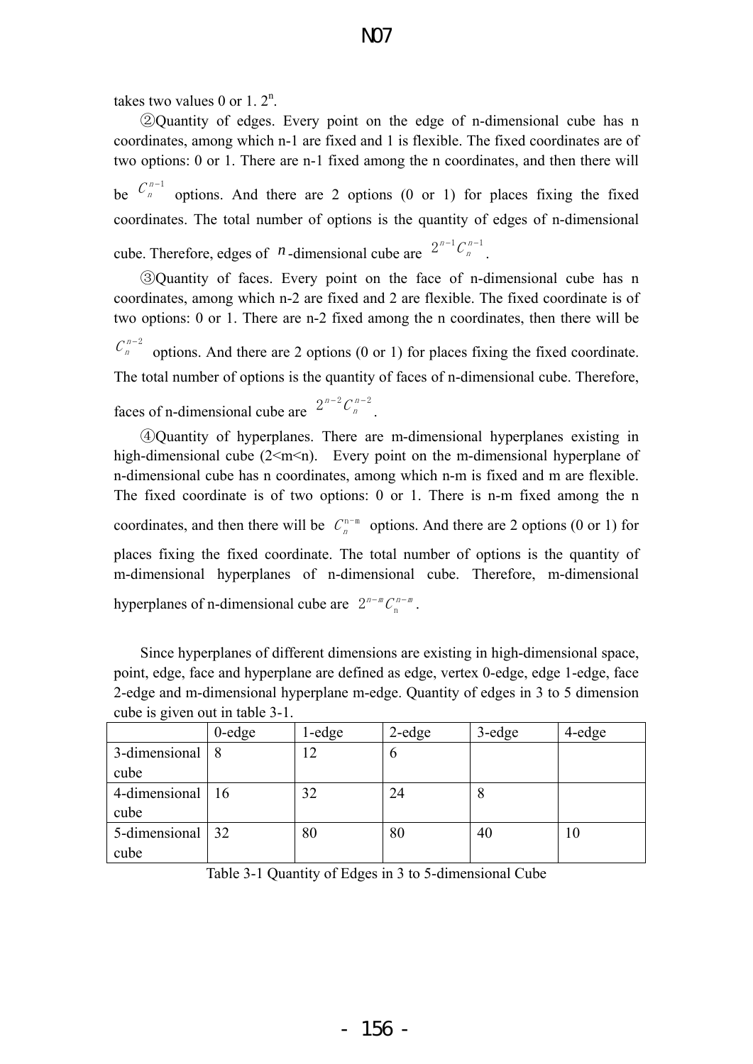takes two values 0 or 1. $2^n$.

②Quantity of edges. Every point on the edge of n-dimensional cube has n coordinates, among which n-1 are fixed and 1 is flexible. The fixed coordinates are of two options: 0 or 1. There are n-1 fixed among the n coordinates, and then there will be $C_n^{n-1}$ options. And there are 2 options (0 or 1) for places fixing the fixed coordinates. The total number of options is the quantity of edges of n-dimensional cube. Therefore, edges of $n$-dimensional cube are $2^{n-1}C_n^{n-1}$.

③Quantity of faces. Every point on the face of n-dimensional cube has n coordinates, among which n-2 are fixed and 2 are flexible. The fixed coordinate is of two options: 0 or 1. There are n-2 fixed among the n coordinates, then there will be $C_n^{n-2}$ options. And there are 2 options (0 or 1) for places fixing the fixed coordinate. The total number of options is the quantity of faces of n-dimensional cube. Therefore, faces of n-dimensional cube are $2^{n-2}C_n^{n-2}$.

④Quantity of hyperplanes. There are m-dimensional hyperplanes existing in high-dimensional cube (2<m<n). Every point on the m-dimensional hyperplane of n-dimensional cube has n coordinates, among which n-m is fixed and m are flexible. The fixed coordinate is of two options: 0 or 1. There is n-m fixed among the n coordinates, and then there will be $C_n^{n-m}$ options. And there are 2 options (0 or 1) for places fixing the fixed coordinate. The total number of options is the quantity of m-dimensional hyperplanes of n-dimensional cube. Therefore, m-dimensional hyperplanes of n-dimensional cube are $2^{n-m}C_n^{n-m}$.

Since hyperplanes of different dimensions are existing in high-dimensional space, point, edge, face and hyperplane are defined as edge, vertex 0-edge, edge 1-edge, face 2-edge and m-dimensional hyperplane m-edge. Quantity of edges in 3 to 5 dimension cube is given out in table 3-1.

| | 0-edge | 1-edge | 2-edge | 3-edge | 4-edge |
|---|---|---|---|---|---|
| 3-dimensional cube | 8 | 12 | 6 | | |
| 4-dimensional cube | 16 | 32 | 24 | 8 | |
| 5-dimensional cube | 32 | 80 | 80 | 40 | 10 |

Table 3-1 Quantity of Edges in 3 to 5-dimensional Cube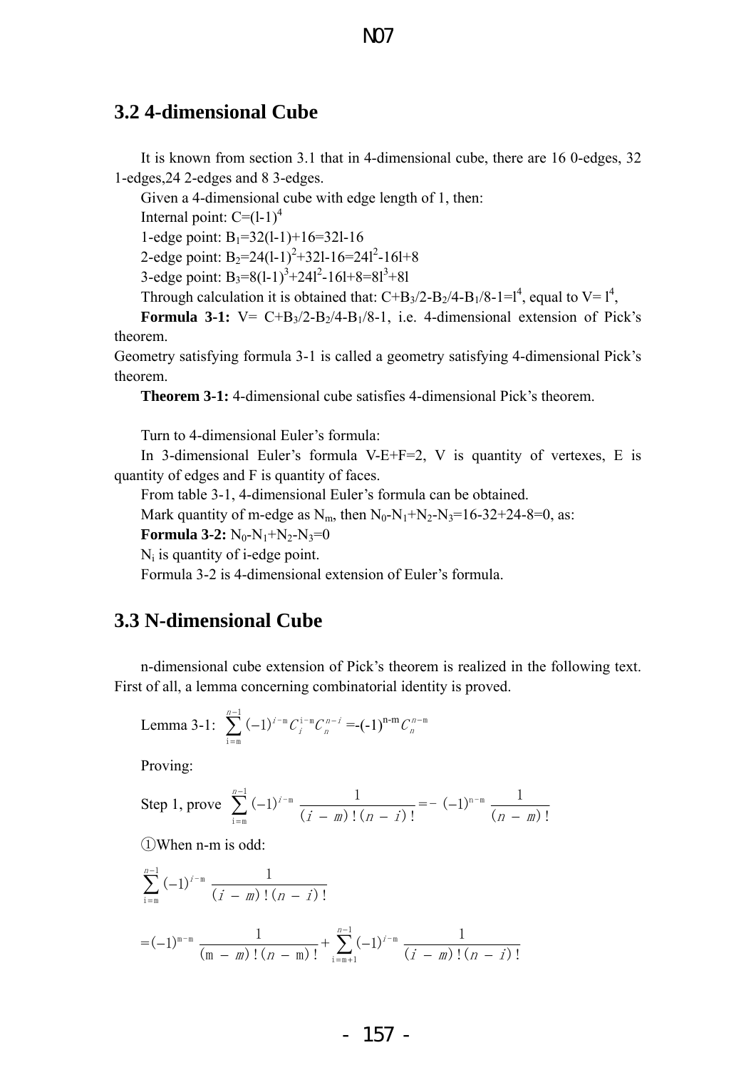## 3.2 4-dimensional Cube

It is known from section 3.1 that in 4-dimensional cube, there are 16 0-edges, 32 1-edges,24 2-edges and 8 3-edges.

Given a 4-dimensional cube with edge length of 1, then:

Internal point: $C=(l-1)^4$

1-edge point: $B_1=32(l-1)+16=32l-16$

2-edge point: $B_2=24(l-1)^2+32l-16=24l^2-16l+8$

3-edge point: $B_3=8(l-1)^3+24l^2-16l+8=8l^3+8l$

Through calculation it is obtained that: $C+B_3/2-B_2/4-B_1/8-1=l^4$, equal to $V=l^4$,

**Formula 3-1:** $V= C+B_3/2-B_2/4-B_1/8-1$, i.e. 4-dimensional extension of Pick's theorem.

Geometry satisfying formula 3-1 is called a geometry satisfying 4-dimensional Pick's theorem.

**Theorem 3-1:** 4-dimensional cube satisfies 4-dimensional Pick's theorem.

Turn to 4-dimensional Euler's formula:

In 3-dimensional Euler's formula V-E+F=2, V is quantity of vertexes, E is quantity of edges and F is quantity of faces.

From table 3-1, 4-dimensional Euler's formula can be obtained.

Mark quantity of m-edge as $N_m$, then $N_0-N_1+N_2-N_3=16-32+24-8=0$, as:

**Formula 3-2:** $N_0-N_1+N_2-N_3=0$

$N_i$ is quantity of i-edge point.

Formula 3-2 is 4-dimensional extension of Euler's formula.

## 3.3 N-dimensional Cube

n-dimensional cube extension of Pick's theorem is realized in the following text. First of all, a lemma concerning combinatorial identity is proved.

Lemma 3-1: $\sum_{i=m}^{n-1}(-1)^{i-m}C_i^{i-m}C_n^{n-i}=-(-1)^{n-m}C_n^{n-m}$

Proving:

Step 1, prove $\sum_{i=m}^{n-1}(-1)^{i-m}\frac{1}{(i-m)!(n-i)!}=-(-1)^{n-m}\frac{1}{(n-m)!}$

①When n-m is odd:

$$\sum_{i=m}^{n-1}(-1)^{i-m}\frac{1}{(i-m)!(n-i)!}$$

$$=(-1)^{m-m}\frac{1}{(m-m)!(n-m)!}+\sum_{i=m+1}^{n-1}(-1)^{i-m}\frac{1}{(i-m)!(n-i)!}$$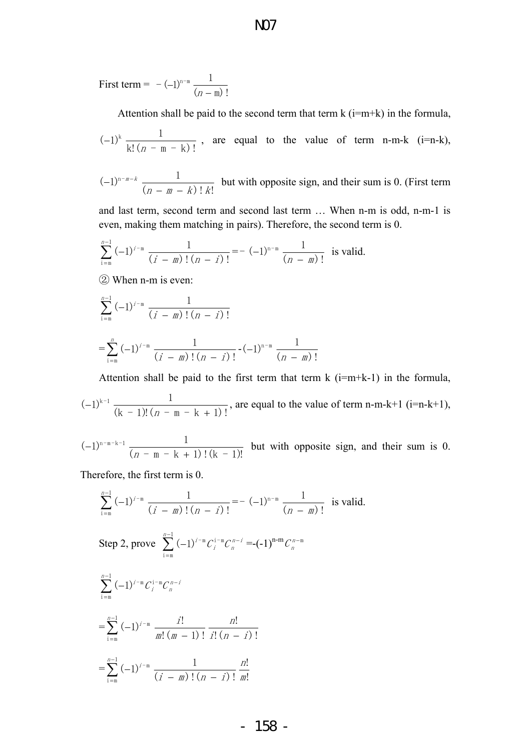First term = $-(-1)^{n-m}\dfrac{1}{(n-m)!}$

Attention shall be paid to the second term that term k (i=m+k) in the formula, $(-1)^{k}\dfrac{1}{k!(n-m-k)!}$, are equal to the value of term n-m-k (i=n-k), $(-1)^{n-m-k}\dfrac{1}{(n-m-k)!k!}$ but with opposite sign, and their sum is 0. (First term and last term, second term and second last term … When n-m is odd, n-m-1 is even, making them matching in pairs). Therefore, the second term is 0.

$\sum_{i=m}^{n-1}(-1)^{i-m}\dfrac{1}{(i-m)!(n-i)!}=-(-1)^{n-m}\dfrac{1}{(n-m)!}$ is valid.

② When n-m is even:

$$\sum_{i=m}^{n-1}(-1)^{i-m}\frac{1}{(i-m)!(n-i)!}$$

$$=\sum_{i=m}^{n}(-1)^{i-m}\frac{1}{(i-m)!(n-i)!}-(-1)^{n-m}\frac{1}{(n-m)!}$$

Attention shall be paid to the first term that term k (i=m+k-1) in the formula, $(-1)^{k-1}\dfrac{1}{(k-1)!(n-m-k+1)!}$, are equal to the value of term n-m-k+1 (i=n-k+1), $(-1)^{n-m-k-1}\dfrac{1}{(n-m-k+1)!(k-1)!}$ but with opposite sign, and their sum is 0. Therefore, the first term is 0.

$\sum_{i=m}^{n-1}(-1)^{i-m}\dfrac{1}{(i-m)!(n-i)!}=-(-1)^{n-m}\dfrac{1}{(n-m)!}$ is valid.

Step 2, prove $\sum_{i=m}^{n-1}(-1)^{i-m}C_{i}^{i-m}C_{n}^{n-i}=-(-1)^{n-m}C_{n}^{n-m}$

$$\sum_{i=m}^{n-1}(-1)^{i-m}C_{i}^{i-m}C_{n}^{n-i}$$

$$=\sum_{i=m}^{n-1}(-1)^{i-m}\frac{i!}{m!(m-1)!}\frac{n!}{i!(n-i)!}$$

$$=\sum_{i=m}^{n-1}(-1)^{i-m}\frac{1}{(i-m)!(n-i)!}\frac{n!}{m!}$$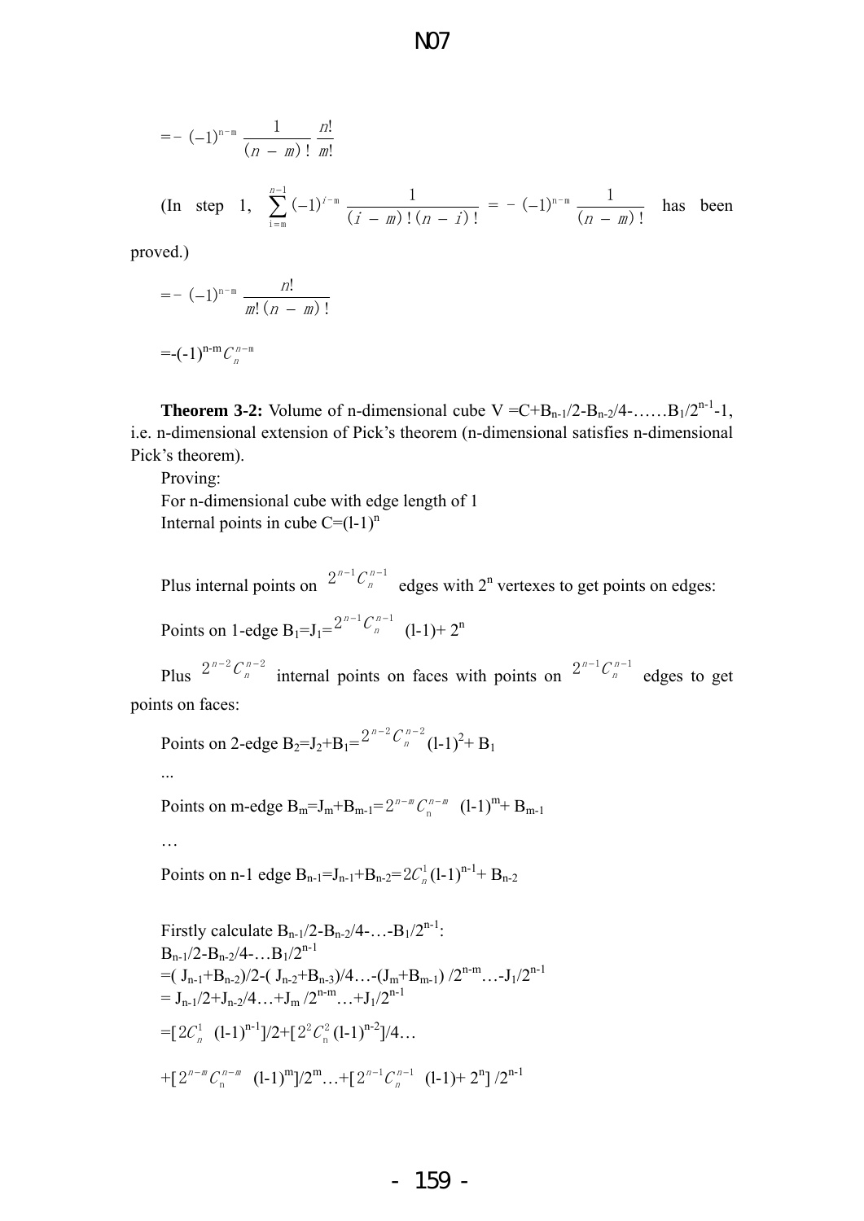$$=-(-1)^{n-m}\frac{1}{(n-m)!}\frac{n!}{m!}$$

(In step 1, $\sum_{i=m}^{n-1}(-1)^{i-m}\frac{1}{(i-m)!(n-i)!}=-(-1)^{n-m}\frac{1}{(n-m)!}$ has been proved.)

$$=-(-1)^{n-m}\frac{n!}{m!(n-m)!}$$

$$=-(-1)^{n-m}C_n^{n-m}$$

**Theorem 3-2:** Volume of n-dimensional cube $V=C+B_{n-1}/2-B_{n-2}/4-\ldots\ldots B_1/2^{n-1}-1$, i.e. n-dimensional extension of Pick's theorem (n-dimensional satisfies n-dimensional Pick's theorem).

Proving:

For n-dimensional cube with edge length of 1

Internal points in cube $C=(l-1)^n$

Plus internal points on $2^{n-1}C_n^{n-1}$ edges with $2^n$ vertexes to get points on edges:

Points on 1-edge $B_1=J_1=2^{n-1}C_n^{n-1}(l-1)+2^n$

Plus $2^{n-2}C_n^{n-2}$ internal points on faces with points on $2^{n-1}C_n^{n-1}$ edges to get points on faces:

Points on 2-edge $B_2=J_2+B_1=2^{n-2}C_n^{n-2}(l-1)^2+B_1$

...

Points on m-edge $B_m=J_m+B_{m-1}=2^{n-m}C_n^{n-m}(l-1)^m+B_{m-1}$

…

Points on n-1 edge $B_{n-1}=J_{n-1}+B_{n-2}=2C_n^1(l-1)^{n-1}+B_{n-2}$

Firstly calculate $B_{n-1}/2-B_{n-2}/4-\ldots-B_1/2^{n-1}$:

$B_{n-1}/2-B_{n-2}/4-\ldots B_1/2^{n-1}$

$=(J_{n-1}+B_{n-2})/2-(J_{n-2}+B_{n-3})/4\ldots-(J_m+B_{m-1})/2^{n-m}\ldots-J_1/2^{n-1}$

$=J_{n-1}/2+J_{n-2}/4\ldots+J_m/2^{n-m}\ldots+J_1/2^{n-1}$

$=[2C_n^1(l-1)^{n-1}]/2+[2^2C_n^2(l-1)^{n-2}]/4\ldots$

$+[2^{n-m}C_n^{n-m}(l-1)^m]/2^m\ldots+[2^{n-1}C_n^{n-1}(l-1)+2^n]/2^{n-1}$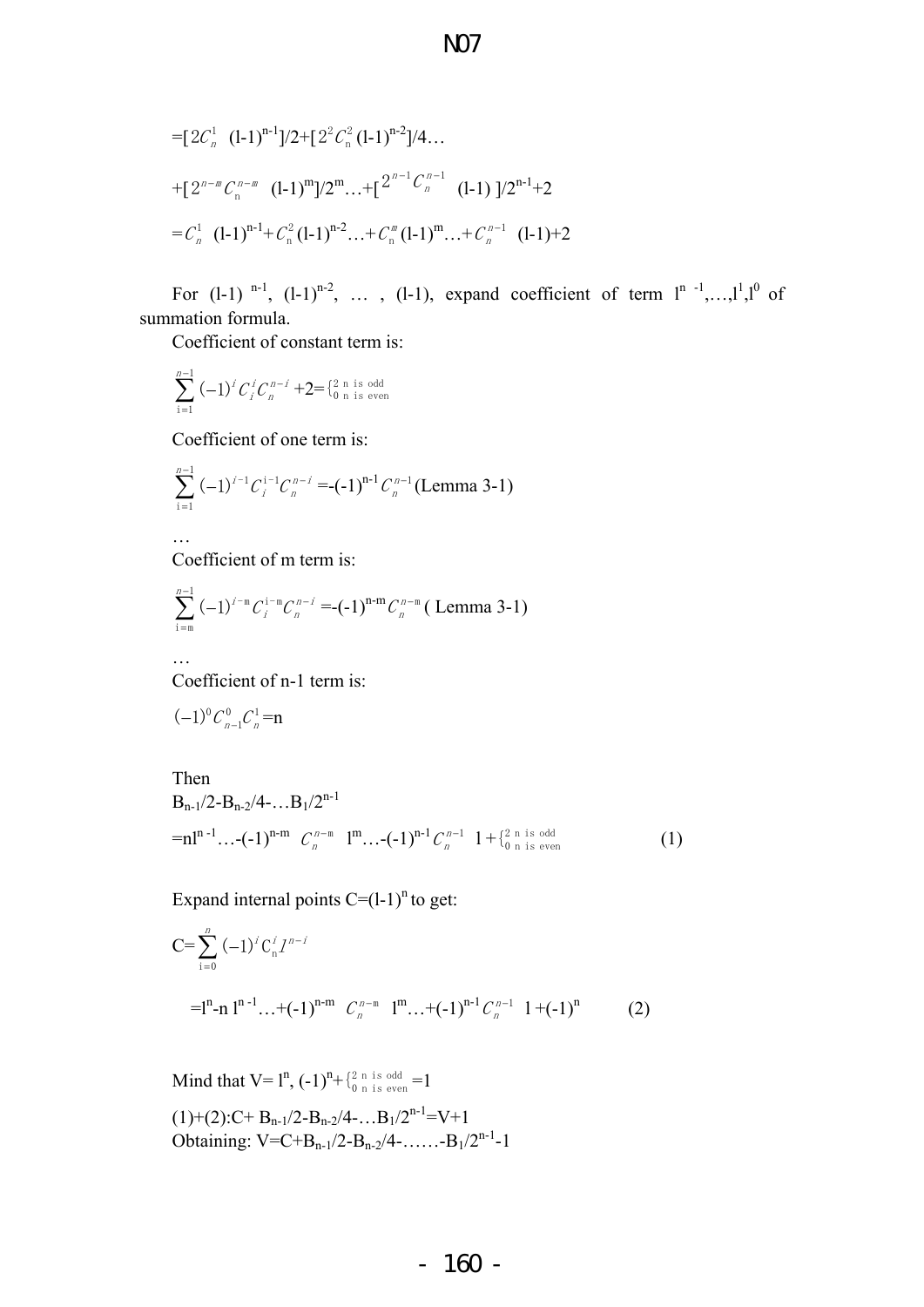$=[2C_n^1\ (l-1)^{n-1}]/2+[2^2C_n^2(l-1)^{n-2}]/4\ldots$

$+[2^{n-m}C_n^{n-m}\ (l-1)^m]/2^m\ldots+[2^{n-1}C_n^{n-1}\ (l-1)\ ]/2^{n-1}+2$

$=C_n^1\ (l-1)^{n-1}+C_n^2(l-1)^{n-2}\ldots+C_n^m(l-1)^m\ldots+C_n^{n-1}\ (l-1)+2$

For $(l-1)^{n-1}$, $(l-1)^{n-2}$, … , $(l-1)$, expand coefficient of term $l^{n-1},\ldots,l^1,l^0$ of summation formula.

Coefficient of constant term is:

$$\sum_{i=1}^{n-1}(-1)^iC_i^iC_n^{n-i}+2=\begin{cases}2 & n \text{ is odd}\\ 0 & n \text{ is even}\end{cases}$$

Coefficient of one term is:

$$\sum_{i=1}^{n-1}(-1)^{i-1}C_i^{i-1}C_n^{n-i}=-(-1)^{n-1}C_n^{n-1}\text{(Lemma 3-1)}$$

…

Coefficient of m term is:

$$\sum_{i=m}^{n-1}(-1)^{i-m}C_i^{i-m}C_n^{n-i}=-(-1)^{n-m}C_n^{n-m}\text{( Lemma 3-1)}$$

…

Coefficient of n-1 term is:

$(-1)^0C_{n-1}^0C_n^1=n$

Then

$B_{n-1}/2-B_{n-2}/4-\ldots B_1/2^{n-1}$

$$=nl^{n-1}\ldots-(-1)^{n-m}\ C_n^{n-m}\ l^m\ldots-(-1)^{n-1}C_n^{n-1}\ l+\begin{cases}2 & n \text{ is odd}\\ 0 & n \text{ is even}\end{cases}\qquad(1)$$

Expand internal points $C=(l-1)^n$ to get:

$$C=\sum_{i=0}^{n}(-1)^iC_n^il^{n-i}$$

$$=l^n-n\,l^{n-1}\ldots+(-1)^{n-m}\ C_n^{n-m}\ l^m\ldots+(-1)^{n-1}C_n^{n-1}\ l+(-1)^n\qquad(2)$$

Mind that $V=l^n$, $(-1)^n+\begin{cases}2 & n \text{ is odd}\\ 0 & n \text{ is even}\end{cases}=1$

(1)+(2): $C+B_{n-1}/2-B_{n-2}/4-\ldots B_1/2^{n-1}=V+1$

Obtaining: $V=C+B_{n-1}/2-B_{n-2}/4-\ldots\ldots-B_1/2^{n-1}-1$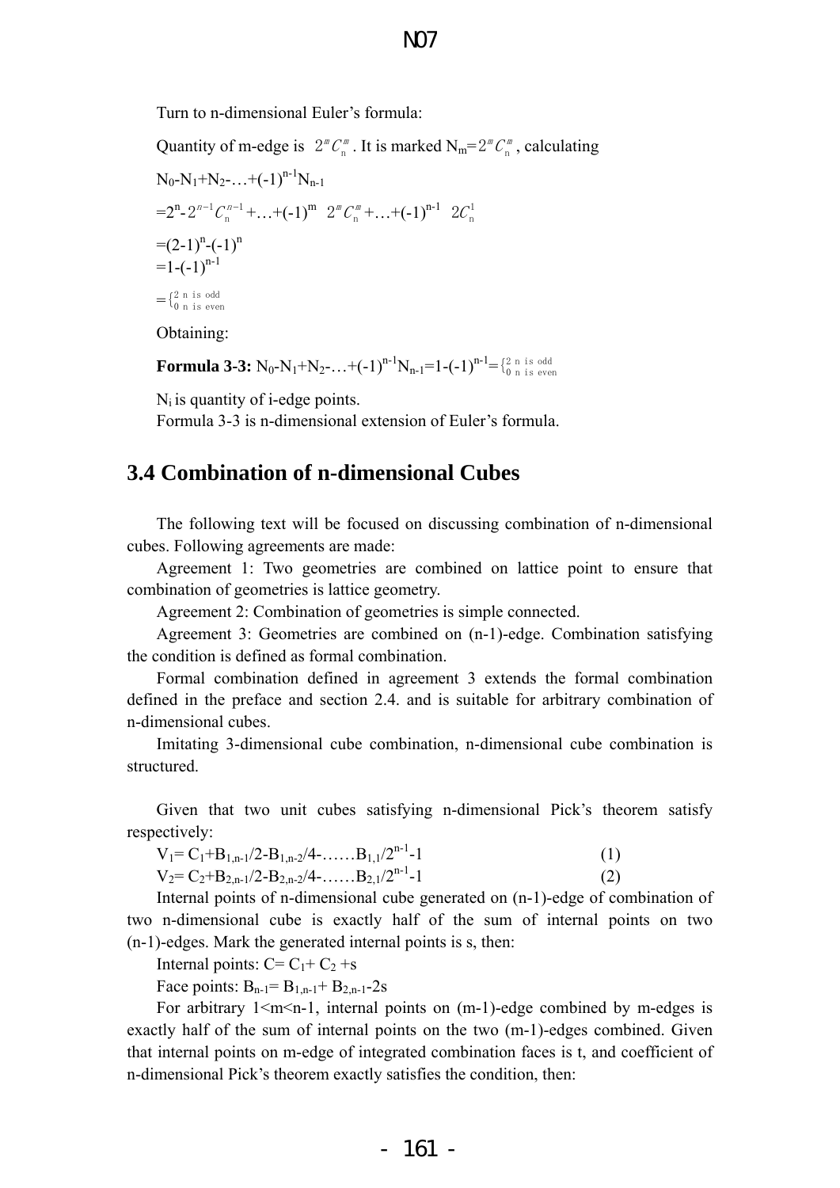Turn to n-dimensional Euler's formula:

Quantity of m-edge is $2^m C_n^m$. It is marked $N_m=2^m C_n^m$, calculating

$N_0-N_1+N_2-\ldots+(-1)^{n-1}N_{n-1}$

$=2^n-2^{n-1}C_n^{n-1}+\ldots+(-1)^m\ 2^m C_n^m+\ldots+(-1)^{n-1}\ 2C_n^1$

$=(2-1)^n-(-1)^n$

$=1-(-1)^{n-1}$

$=\begin{cases}2 & n \text{ is odd}\\ 0 & n \text{ is even}\end{cases}$

Obtaining:

**Formula 3-3:** $N_0-N_1+N_2-\ldots+(-1)^{n-1}N_{n-1}=1-(-1)^{n-1}=\begin{cases}2 & n \text{ is odd}\\ 0 & n \text{ is even}\end{cases}$

$N_i$ is quantity of i-edge points.

Formula 3-3 is n-dimensional extension of Euler's formula.

## 3.4 Combination of n-dimensional Cubes

The following text will be focused on discussing combination of n-dimensional cubes. Following agreements are made:

Agreement 1: Two geometries are combined on lattice point to ensure that combination of geometries is lattice geometry.

Agreement 2: Combination of geometries is simple connected.

Agreement 3: Geometries are combined on (n-1)-edge. Combination satisfying the condition is defined as formal combination.

Formal combination defined in agreement 3 extends the formal combination defined in the preface and section 2.4. and is suitable for arbitrary combination of n-dimensional cubes.

Imitating 3-dimensional cube combination, n-dimensional cube combination is structured.

Given that two unit cubes satisfying n-dimensional Pick's theorem satisfy respectively:

$V_1= C_1+B_{1,n-1}/2-B_{1,n-2}/4-\ldots\ldots B_{1,1}/2^{n-1}-1$ (1)

$V_2= C_2+B_{2,n-1}/2-B_{2,n-2}/4-\ldots\ldots B_{2,1}/2^{n-1}-1$ (2)

Internal points of n-dimensional cube generated on (n-1)-edge of combination of two n-dimensional cube is exactly half of the sum of internal points on two (n-1)-edges. Mark the generated internal points is s, then:

Internal points: $C= C_1+ C_2 +s$

Face points: $B_{n-1}= B_{1,n-1}+ B_{2,n-1}-2s$

For arbitrary $1<m<n-1$, internal points on (m-1)-edge combined by m-edges is exactly half of the sum of internal points on the two (m-1)-edges combined. Given that internal points on m-edge of integrated combination faces is t, and coefficient of n-dimensional Pick's theorem exactly satisfies the condition, then: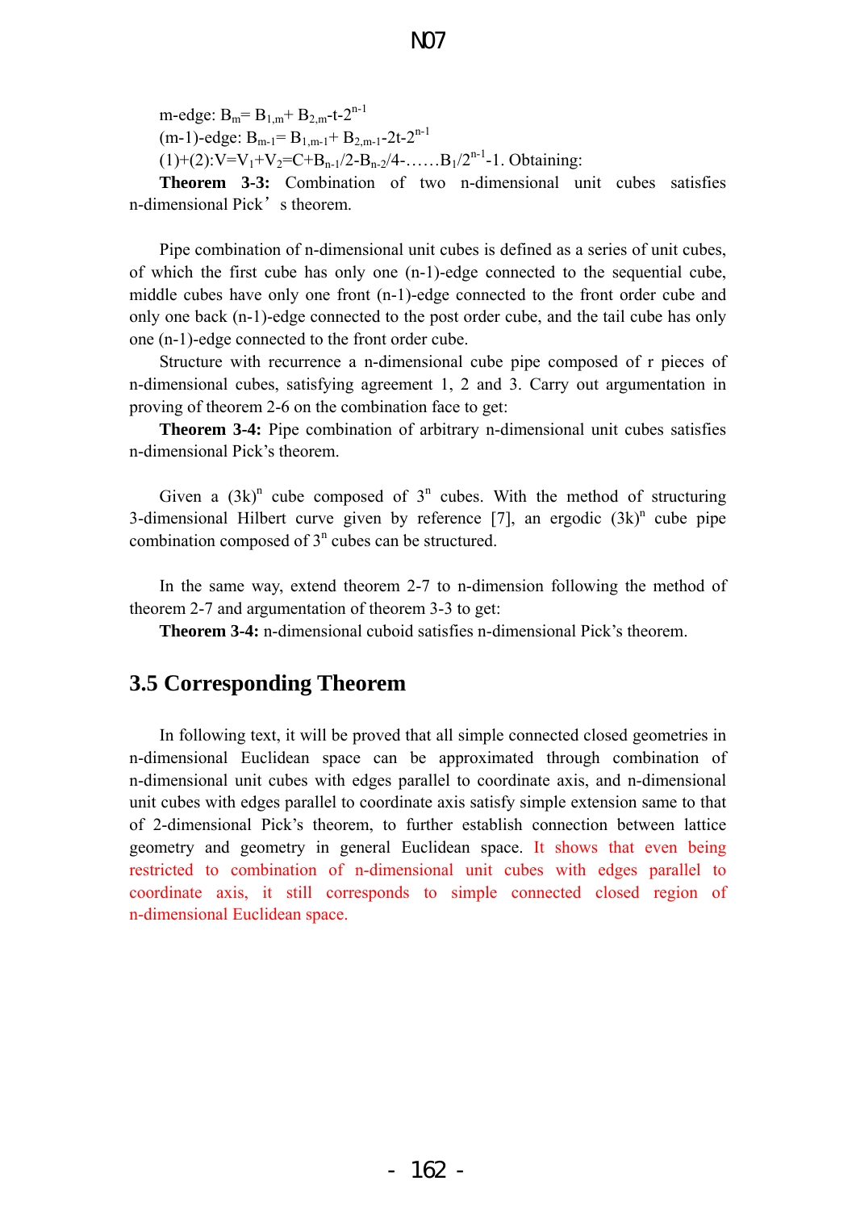m-edge: $B_m = B_{1,m} + B_{2,m} - t - 2^{n-1}$

(m-1)-edge: $B_{m-1} = B_{1,m-1} + B_{2,m-1} - 2t - 2^{n-1}$

(1)+(2): $V = V_1 + V_2 = C + B_{n-1}/2 - B_{n-2}/4 - \ldots\ldots B_1/2^{n-1} - 1$. Obtaining:

**Theorem 3-3:** Combination of two n-dimensional unit cubes satisfies n-dimensional Pick's theorem.

Pipe combination of n-dimensional unit cubes is defined as a series of unit cubes, of which the first cube has only one (n-1)-edge connected to the sequential cube, middle cubes have only one front (n-1)-edge connected to the front order cube and only one back (n-1)-edge connected to the post order cube, and the tail cube has only one (n-1)-edge connected to the front order cube.

Structure with recurrence a n-dimensional cube pipe composed of r pieces of n-dimensional cubes, satisfying agreement 1, 2 and 3. Carry out argumentation in proving of theorem 2-6 on the combination face to get:

**Theorem 3-4:** Pipe combination of arbitrary n-dimensional unit cubes satisfies n-dimensional Pick's theorem.

Given a $(3k)^n$ cube composed of $3^n$ cubes. With the method of structuring 3-dimensional Hilbert curve given by reference [7], an ergodic $(3k)^n$ cube pipe combination composed of $3^n$ cubes can be structured.

In the same way, extend theorem 2-7 to n-dimension following the method of theorem 2-7 and argumentation of theorem 3-3 to get:

**Theorem 3-4:** n-dimensional cuboid satisfies n-dimensional Pick's theorem.

## 3.5 Corresponding Theorem

In following text, it will be proved that all simple connected closed geometries in n-dimensional Euclidean space can be approximated through combination of n-dimensional unit cubes with edges parallel to coordinate axis, and n-dimensional unit cubes with edges parallel to coordinate axis satisfy simple extension same to that of 2-dimensional Pick's theorem, to further establish connection between lattice geometry and geometry in general Euclidean space. It shows that even being restricted to combination of n-dimensional unit cubes with edges parallel to coordinate axis, it still corresponds to simple connected closed region of n-dimensional Euclidean space.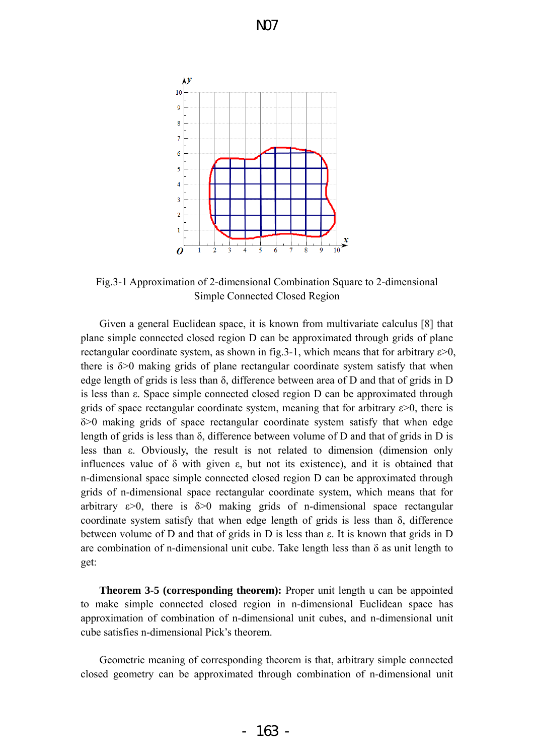Fig.3-1 Approximation of 2-dimensional Combination Square to 2-dimensional Simple Connected Closed Region

Given a general Euclidean space, it is known from multivariate calculus [8] that plane simple connected closed region D can be approximated through grids of plane rectangular coordinate system, as shown in fig.3-1, which means that for arbitrary $\varepsilon>0$, there is $\delta>0$ making grids of plane rectangular coordinate system satisfy that when edge length of grids is less than $\delta$, difference between area of D and that of grids in D is less than $\varepsilon$. Space simple connected closed region D can be approximated through grids of space rectangular coordinate system, meaning that for arbitrary $\varepsilon>0$, there is $\delta>0$ making grids of space rectangular coordinate system satisfy that when edge length of grids is less than $\delta$, difference between volume of D and that of grids in D is less than $\varepsilon$. Obviously, the result is not related to dimension (dimension only influences value of $\delta$ with given $\varepsilon$, but not its existence), and it is obtained that n-dimensional space simple connected closed region D can be approximated through grids of n-dimensional space rectangular coordinate system, which means that for arbitrary $\varepsilon>0$, there is $\delta>0$ making grids of n-dimensional space rectangular coordinate system satisfy that when edge length of grids is less than $\delta$, difference between volume of D and that of grids in D is less than $\varepsilon$. It is known that grids in D are combination of n-dimensional unit cube. Take length less than $\delta$ as unit length to get:

**Theorem 3-5 (corresponding theorem):** Proper unit length u can be appointed to make simple connected closed region in n-dimensional Euclidean space has approximation of combination of n-dimensional unit cubes, and n-dimensional unit cube satisfies n-dimensional Pick's theorem.

Geometric meaning of corresponding theorem is that, arbitrary simple connected closed geometry can be approximated through combination of n-dimensional unit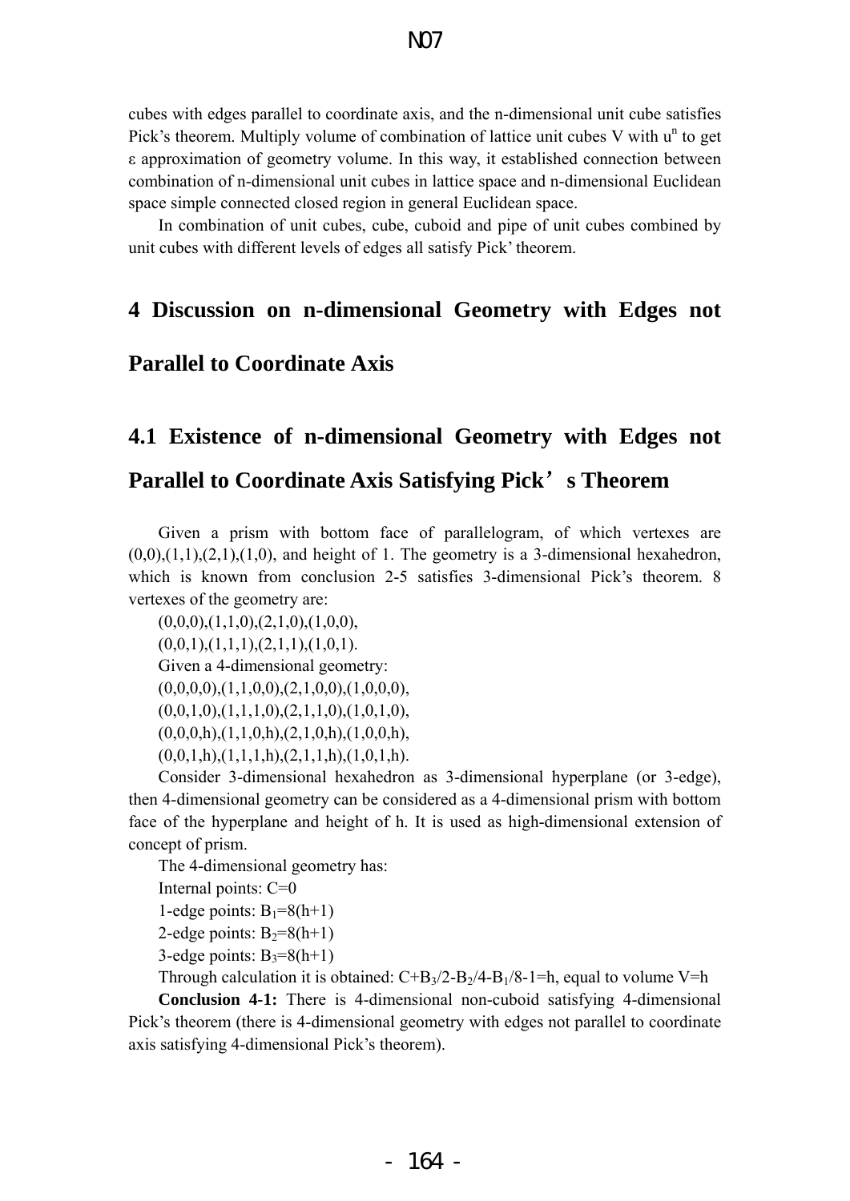cubes with edges parallel to coordinate axis, and the n-dimensional unit cube satisfies Pick's theorem. Multiply volume of combination of lattice unit cubes V with $u^n$ to get ε approximation of geometry volume. In this way, it established connection between combination of n-dimensional unit cubes in lattice space and n-dimensional Euclidean space simple connected closed region in general Euclidean space.

In combination of unit cubes, cube, cuboid and pipe of unit cubes combined by unit cubes with different levels of edges all satisfy Pick' theorem.

# 4 Discussion on n-dimensional Geometry with Edges not Parallel to Coordinate Axis

## 4.1 Existence of n-dimensional Geometry with Edges not Parallel to Coordinate Axis Satisfying Pick's Theorem

Given a prism with bottom face of parallelogram, of which vertexes are (0,0),(1,1),(2,1),(1,0), and height of 1. The geometry is a 3-dimensional hexahedron, which is known from conclusion 2-5 satisfies 3-dimensional Pick's theorem. 8 vertexes of the geometry are:

(0,0,0),(1,1,0),(2,1,0),(1,0,0),

(0,0,1),(1,1,1),(2,1,1),(1,0,1).

Given a 4-dimensional geometry:

(0,0,0,0),(1,1,0,0),(2,1,0,0),(1,0,0,0),

(0,0,1,0),(1,1,1,0),(2,1,1,0),(1,0,1,0),

(0,0,0,h),(1,1,0,h),(2,1,0,h),(1,0,0,h),

(0,0,1,h),(1,1,1,h),(2,1,1,h),(1,0,1,h).

Consider 3-dimensional hexahedron as 3-dimensional hyperplane (or 3-edge), then 4-dimensional geometry can be considered as a 4-dimensional prism with bottom face of the hyperplane and height of h. It is used as high-dimensional extension of concept of prism.

The 4-dimensional geometry has:

Internal points: $C=0$

1-edge points: $B_1=8(h+1)$

2-edge points: $B_2=8(h+1)$

3-edge points: $B_3=8(h+1)$

Through calculation it is obtained: $C+B_3/2-B_2/4-B_1/8-1=h$, equal to volume $V=h$

**Conclusion 4-1:** There is 4-dimensional non-cuboid satisfying 4-dimensional Pick's theorem (there is 4-dimensional geometry with edges not parallel to coordinate axis satisfying 4-dimensional Pick's theorem).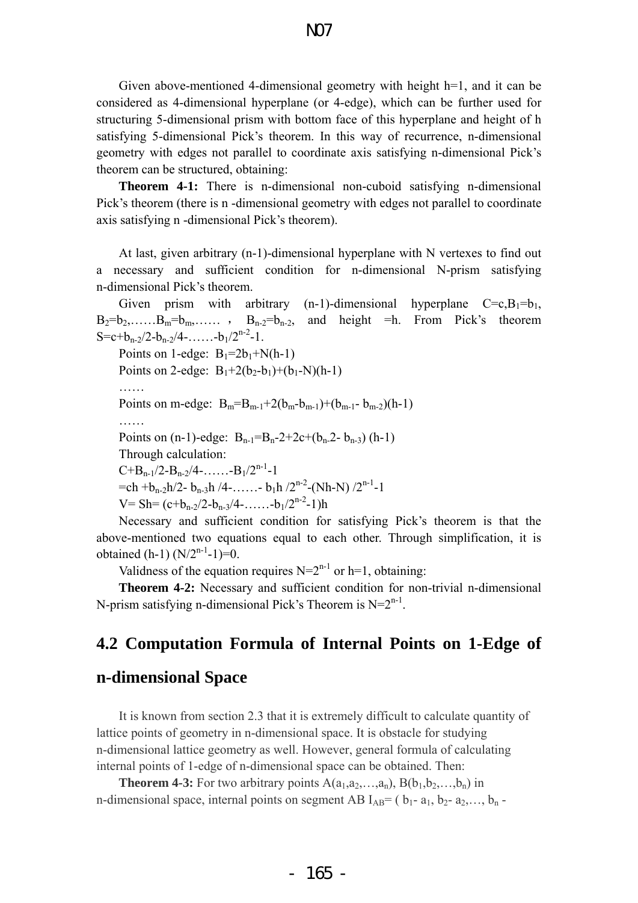Given above-mentioned 4-dimensional geometry with height h=1, and it can be considered as 4-dimensional hyperplane (or 4-edge), which can be further used for structuring 5-dimensional prism with bottom face of this hyperplane and height of h satisfying 5-dimensional Pick's theorem. In this way of recurrence, n-dimensional geometry with edges not parallel to coordinate axis satisfying n-dimensional Pick's theorem can be structured, obtaining:

**Theorem 4-1:** There is n-dimensional non-cuboid satisfying n-dimensional Pick's theorem (there is n -dimensional geometry with edges not parallel to coordinate axis satisfying n -dimensional Pick's theorem).

At last, given arbitrary (n-1)-dimensional hyperplane with N vertexes to find out a necessary and sufficient condition for n-dimensional N-prism satisfying n-dimensional Pick's theorem.

Given prism with arbitrary (n-1)-dimensional hyperplane $C=c, B_1=b_1, B_2=b_2, \ldots\ldots B_m=b_m, \ldots\ldots$, $B_{n-2}=b_{n-2}$, and height $=h$. From Pick's theorem $S=c+b_{n-2}/2-b_{n-2}/4-\ldots\ldots-b_1/2^{n-2}-1$.

Points on 1-edge: $B_1=2b_1+N(h-1)$

Points on 2-edge: $B_1+2(b_2-b_1)+(b_1-N)(h-1)$

……

Points on m-edge: $B_m=B_{m-1}+2(b_m-b_{m-1})+(b_{m-1}-b_{m-2})(h-1)$

……

Points on (n-1)-edge: $B_{n-1}=B_n-2+2c+(b_n.2-b_{n-3})(h-1)$

Through calculation:

$C+B_{n-1}/2-B_{n-2}/4-\ldots\ldots-B_1/2^{n-1}-1$

$=ch+b_{n-2}h/2-b_{n-3}h/4-\ldots\ldots-b_1h/2^{n-2}-(Nh-N)/2^{n-1}-1$

$V=Sh=(c+b_{n-2}/2-b_{n-3}/4-\ldots\ldots-b_1/2^{n-2}-1)h$

Necessary and sufficient condition for satisfying Pick's theorem is that the above-mentioned two equations equal to each other. Through simplification, it is obtained $(h-1)(N/2^{n-1}-1)=0$.

Validness of the equation requires $N=2^{n-1}$ or $h=1$, obtaining:

**Theorem 4-2:** Necessary and sufficient condition for non-trivial n-dimensional N-prism satisfying n-dimensional Pick's Theorem is $N=2^{n-1}$.

## 4.2 Computation Formula of Internal Points on 1-Edge of n-dimensional Space

It is known from section 2.3 that it is extremely difficult to calculate quantity of lattice points of geometry in n-dimensional space. It is obstacle for studying n-dimensional lattice geometry as well. However, general formula of calculating internal points of 1-edge of n-dimensional space can be obtained. Then:

**Theorem 4-3:** For two arbitrary points $A(a_1,a_2,\ldots,a_n)$, $B(b_1,b_2,\ldots,b_n)$ in n-dimensional space, internal points on segment AB $I_{AB}=(b_1-a_1, b_2-a_2,\ldots, b_n-$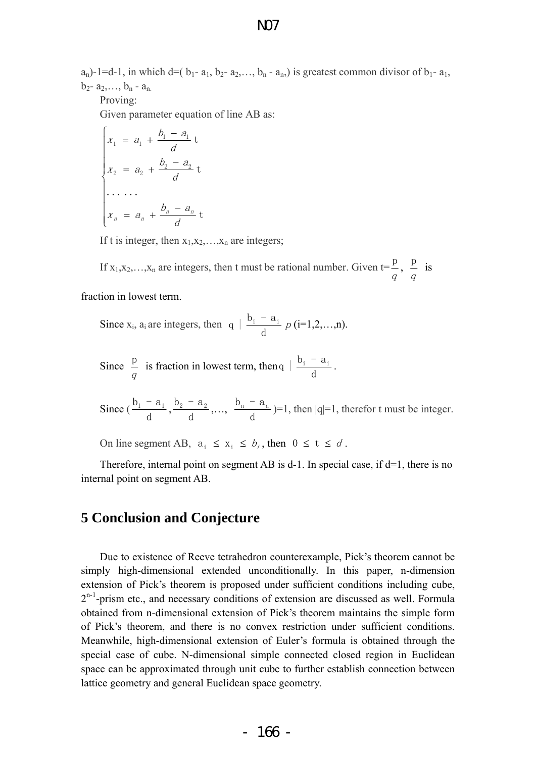$a_n$)-1=d-1, in which d=( $b_1$- $a_1$, $b_2$- $a_2$,…, $b_n$ - $a_n$,) is greatest common divisor of $b_1$- $a_1$, $b_2$- $a_2$,…, $b_n$ - $a_n$.

Proving:

Given parameter equation of line AB as:

$$
\begin{cases}
x_1 = a_1 + \dfrac{b_1 - a_1}{d} t \\
x_2 = a_2 + \dfrac{b_2 - a_2}{d} t \\
\cdots\cdots \\
x_n = a_n + \dfrac{b_n - a_n}{d} t
\end{cases}
$$

If t is integer, then $x_1, x_2, \ldots, x_n$ are integers;

If $x_1, x_2, \ldots, x_n$ are integers, then t must be rational number. Given $t=\frac{p}{q}$, $\frac{p}{q}$ is fraction in lowest term.

Since $x_i$, $a_i$ are integers, then $q \mid \frac{b_i - a_i}{d} p$ (i=1,2,…,n).

Since $\frac{p}{q}$ is fraction in lowest term, then $q \mid \frac{b_i - a_i}{d}$.

Since $\left(\frac{b_1 - a_1}{d}, \frac{b_2 - a_2}{d}, \ldots, \frac{b_n - a_n}{d}\right)=1$, then |q|=1, therefor t must be integer.

On line segment AB, $a_i \le x_i \le b_i$, then $0 \le t \le d$.

Therefore, internal point on segment AB is d-1. In special case, if d=1, there is no internal point on segment AB.

## 5 Conclusion and Conjecture

Due to existence of Reeve tetrahedron counterexample, Pick's theorem cannot be simply high-dimensional extended unconditionally. In this paper, n-dimension extension of Pick's theorem is proposed under sufficient conditions including cube, $2^{n-1}$-prism etc., and necessary conditions of extension are discussed as well. Formula obtained from n-dimensional extension of Pick's theorem maintains the simple form of Pick's theorem, and there is no convex restriction under sufficient conditions. Meanwhile, high-dimensional extension of Euler's formula is obtained through the special case of cube. N-dimensional simple connected closed region in Euclidean space can be approximated through unit cube to further establish connection between lattice geometry and general Euclidean space geometry.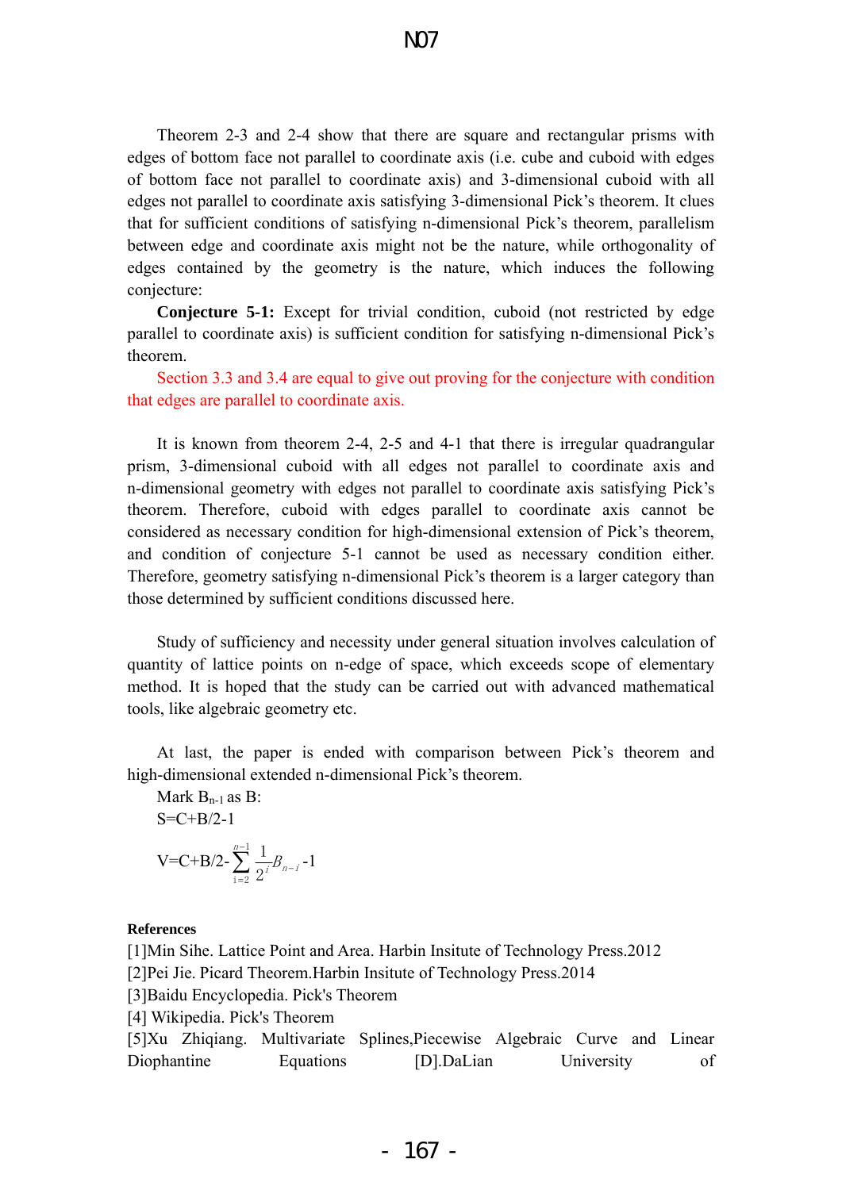Theorem 2-3 and 2-4 show that there are square and rectangular prisms with edges of bottom face not parallel to coordinate axis (i.e. cube and cuboid with edges of bottom face not parallel to coordinate axis) and 3-dimensional cuboid with all edges not parallel to coordinate axis satisfying 3-dimensional Pick's theorem. It clues that for sufficient conditions of satisfying n-dimensional Pick's theorem, parallelism between edge and coordinate axis might not be the nature, while orthogonality of edges contained by the geometry is the nature, which induces the following conjecture:

**Conjecture 5-1:** Except for trivial condition, cuboid (not restricted by edge parallel to coordinate axis) is sufficient condition for satisfying n-dimensional Pick's theorem.

Section 3.3 and 3.4 are equal to give out proving for the conjecture with condition that edges are parallel to coordinate axis.

It is known from theorem 2-4, 2-5 and 4-1 that there is irregular quadrangular prism, 3-dimensional cuboid with all edges not parallel to coordinate axis and n-dimensional geometry with edges not parallel to coordinate axis satisfying Pick's theorem. Therefore, cuboid with edges parallel to coordinate axis cannot be considered as necessary condition for high-dimensional extension of Pick's theorem, and condition of conjecture 5-1 cannot be used as necessary condition either. Therefore, geometry satisfying n-dimensional Pick's theorem is a larger category than those determined by sufficient conditions discussed here.

Study of sufficiency and necessity under general situation involves calculation of quantity of lattice points on n-edge of space, which exceeds scope of elementary method. It is hoped that the study can be carried out with advanced mathematical tools, like algebraic geometry etc.

At last, the paper is ended with comparison between Pick's theorem and high-dimensional extended n-dimensional Pick's theorem.

Mark $B_{n-1}$ as B:

$S=C+B/2-1$

$$V=C+B/2-\sum_{i=2}^{n-1}\frac{1}{2^i}B_{n-i}-1$$

**References**

[1]Min Sihe. Lattice Point and Area. Harbin Insitute of Technology Press.2012

[2]Pei Jie. Picard Theorem.Harbin Insitute of Technology Press.2014

[3]Baidu Encyclopedia. Pick's Theorem

[4] Wikipedia. Pick's Theorem

[5]Xu Zhiqiang. Multivariate Splines,Piecewise Algebraic Curve and Linear Diophantine Equations [D].DaLian University of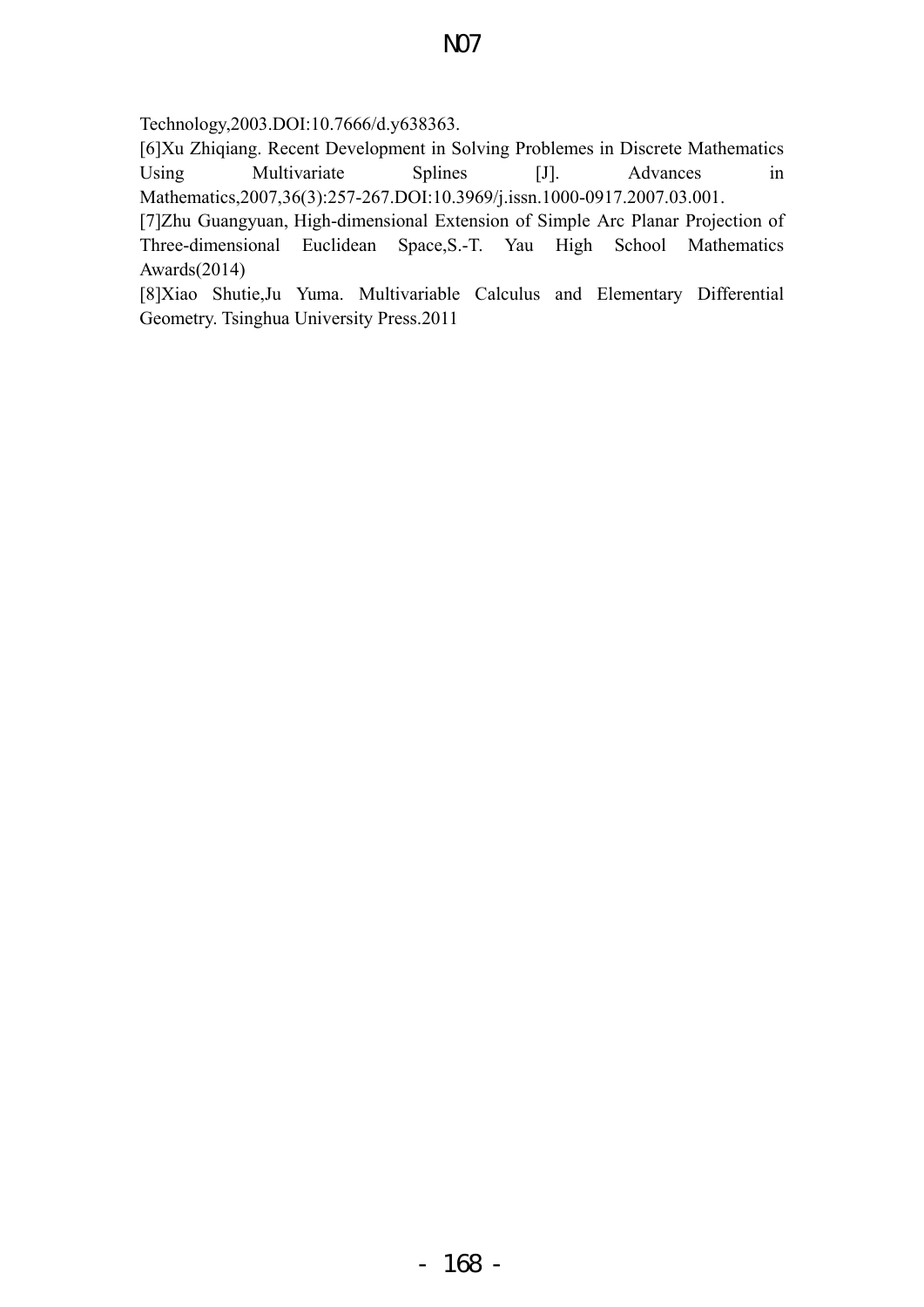Technology,2003.DOI:10.7666/d.y638363.

[6]Xu Zhiqiang. Recent Development in Solving Problemes in Discrete Mathematics Using Multivariate Splines [J]. Advances in Mathematics,2007,36(3):257-267.DOI:10.3969/j.issn.1000-0917.2007.03.001.

[7]Zhu Guangyuan, High-dimensional Extension of Simple Arc Planar Projection of Three-dimensional Euclidean Space,S.-T. Yau High School Mathematics Awards(2014)

[8]Xiao Shutie,Ju Yuma. Multivariable Calculus and Elementary Differential Geometry. Tsinghua University Press.2011